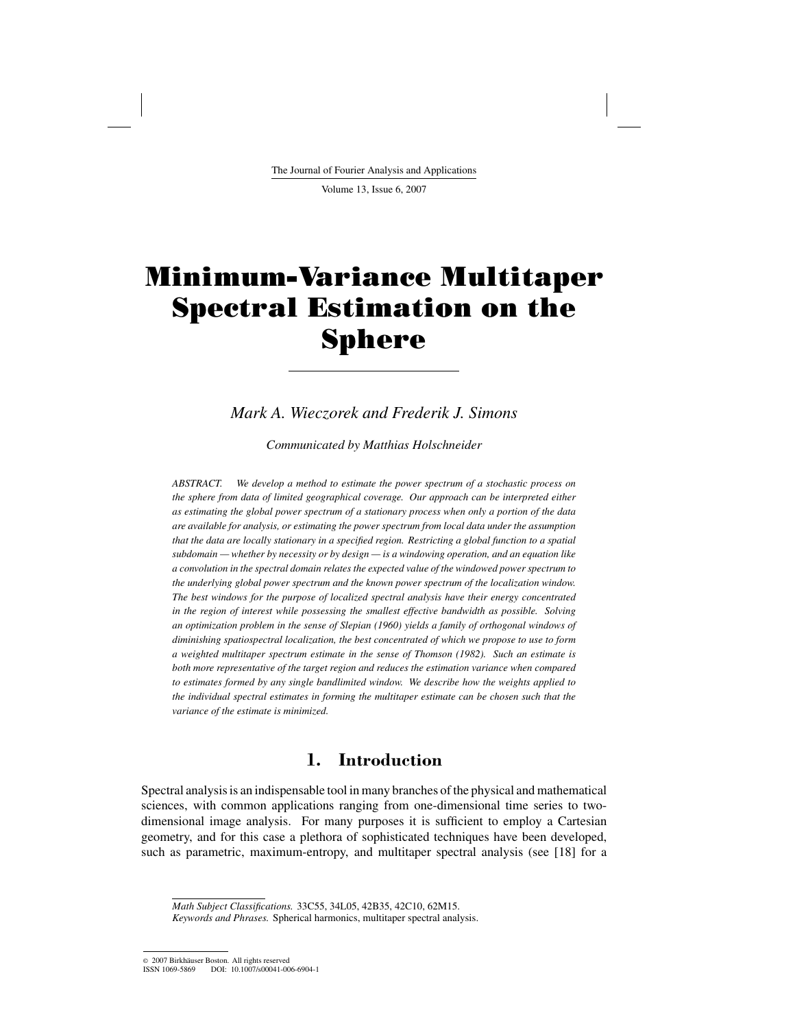# Minimum-Variance Multitaper Spectral Estimation on the Sphere

*Mark A. Wieczorek and Frederik J. Simons*

*Communicated by Matthias Holschneider*

*ABSTRACT. We develop a method to estimate the power spectrum of a stochastic process on the sphere from data of limited geographical coverage. Our approach can be interpreted either as estimating the global power spectrum of a stationary process when only a portion of the data are available for analysis, or estimating the power spectrum from local data under the assumption that the data are locally stationary in a specified region. Restricting a global function to a spatial subdomain — whether by necessity or by design — is a windowing operation, and an equation like a convolution in the spectral domain relates the expected value of the windowed power spectrum to the underlying global power spectrum and the known power spectrum of the localization window. The best windows for the purpose of localized spectral analysis have their energy concentrated in the region of interest while possessing the smallest effective bandwidth as possible. Solving an optimization problem in the sense of Slepian (1960) yields a family of orthogonal windows of diminishing spatiospectral localization, the best concentrated of which we propose to use to form a weighted multitaper spectrum estimate in the sense of Thomson (1982). Such an estimate is both more representative of the target region and reduces the estimation variance when compared to estimates formed by any single bandlimited window. We describe how the weights applied to the individual spectral estimates in forming the multitaper estimate can be chosen such that the variance of the estimate is minimized.*

## 1. Introduction

Spectral analysis is an indispensable tool in many branches of the physical and mathematical sciences, with common applications ranging from one-dimensional time series to two-dimensional image analysis. For many purposes it is sufficient to employ a Cartesian geometry, and for this case a plethora of sophisticated techniques have been developed, such as parametric, maximum-entropy, and multitaper spectral analysis (see [18] for a

*Math Subject Classifications.* 33C55, 34L05, 42B35, 42C10, 62M15.
*Keywords and Phrases.* Spherical harmonics, multitaper spectral analysis.

© 2007 Birkhäuser Boston. All rights reserved
ISSN 1069-5869 DOI: 10.1007/s00041-006-6904-1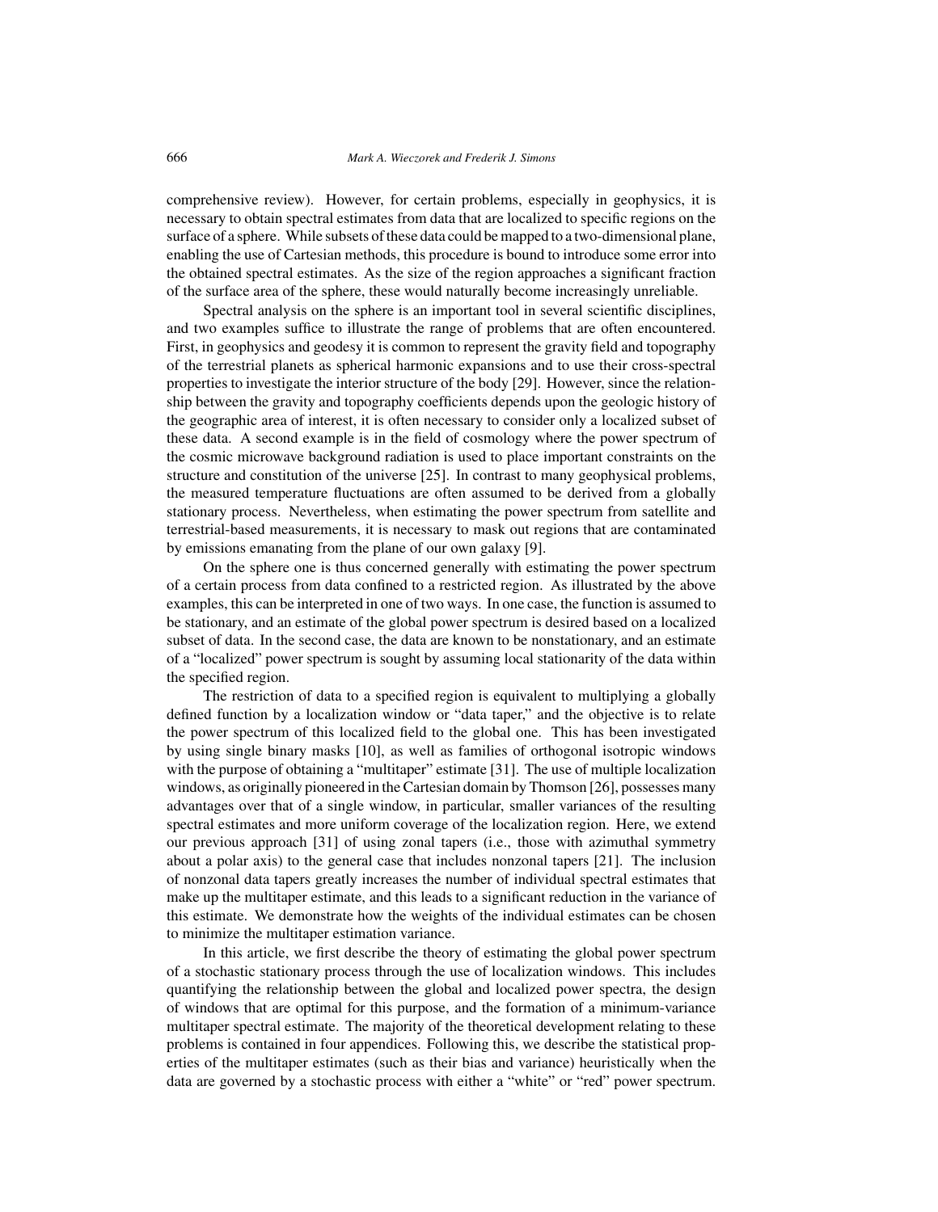comprehensive review). However, for certain problems, especially in geophysics, it is necessary to obtain spectral estimates from data that are localized to specific regions on the surface of a sphere. While subsets of these data could be mapped to a two-dimensional plane, enabling the use of Cartesian methods, this procedure is bound to introduce some error into the obtained spectral estimates. As the size of the region approaches a significant fraction of the surface area of the sphere, these would naturally become increasingly unreliable.

Spectral analysis on the sphere is an important tool in several scientific disciplines, and two examples suffice to illustrate the range of problems that are often encountered. First, in geophysics and geodesy it is common to represent the gravity field and topography of the terrestrial planets as spherical harmonic expansions and to use their cross-spectral properties to investigate the interior structure of the body [29]. However, since the relationship between the gravity and topography coefficients depends upon the geologic history of the geographic area of interest, it is often necessary to consider only a localized subset of these data. A second example is in the field of cosmology where the power spectrum of the cosmic microwave background radiation is used to place important constraints on the structure and constitution of the universe [25]. In contrast to many geophysical problems, the measured temperature fluctuations are often assumed to be derived from a globally stationary process. Nevertheless, when estimating the power spectrum from satellite and terrestrial-based measurements, it is necessary to mask out regions that are contaminated by emissions emanating from the plane of our own galaxy [9].

On the sphere one is thus concerned generally with estimating the power spectrum of a certain process from data confined to a restricted region. As illustrated by the above examples, this can be interpreted in one of two ways. In one case, the function is assumed to be stationary, and an estimate of the global power spectrum is desired based on a localized subset of data. In the second case, the data are known to be nonstationary, and an estimate of a "localized" power spectrum is sought by assuming local stationarity of the data within the specified region.

The restriction of data to a specified region is equivalent to multiplying a globally defined function by a localization window or "data taper," and the objective is to relate the power spectrum of this localized field to the global one. This has been investigated by using single binary masks [10], as well as families of orthogonal isotropic windows with the purpose of obtaining a "multitaper" estimate [31]. The use of multiple localization windows, as originally pioneered in the Cartesian domain by Thomson [26], possesses many advantages over that of a single window, in particular, smaller variances of the resulting spectral estimates and more uniform coverage of the localization region. Here, we extend our previous approach [31] of using zonal tapers (i.e., those with azimuthal symmetry about a polar axis) to the general case that includes nonzonal tapers [21]. The inclusion of nonzonal data tapers greatly increases the number of individual spectral estimates that make up the multitaper estimate, and this leads to a significant reduction in the variance of this estimate. We demonstrate how the weights of the individual estimates can be chosen to minimize the multitaper estimation variance.

In this article, we first describe the theory of estimating the global power spectrum of a stochastic stationary process through the use of localization windows. This includes quantifying the relationship between the global and localized power spectra, the design of windows that are optimal for this purpose, and the formation of a minimum-variance multitaper spectral estimate. The majority of the theoretical development relating to these problems is contained in four appendices. Following this, we describe the statistical properties of the multitaper estimates (such as their bias and variance) heuristically when the data are governed by a stochastic process with either a "white" or "red" power spectrum.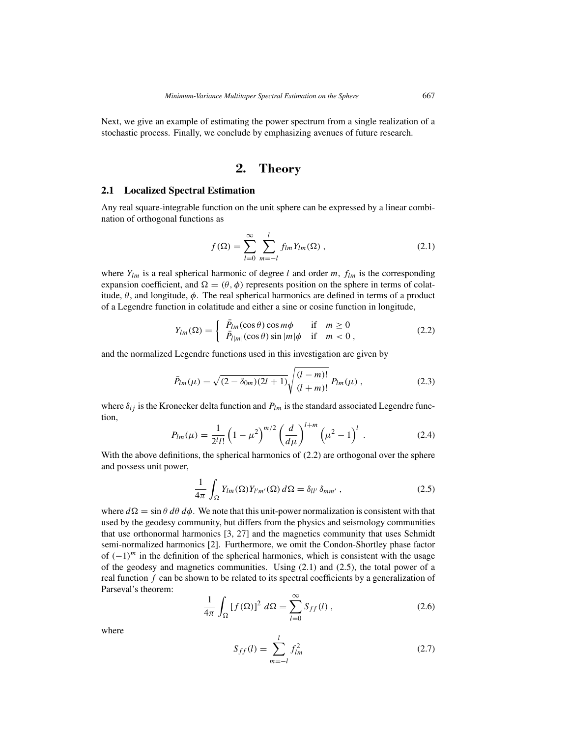Next, we give an example of estimating the power spectrum from a single realization of a stochastic process. Finally, we conclude by emphasizing avenues of future research.

# 2. Theory

## 2.1 Localized Spectral Estimation

Any real square-integrable function on the unit sphere can be expressed by a linear combination of orthogonal functions as

$$f(\Omega) = \sum_{l=0}^{\infty} \sum_{m=-l}^{l} f_{lm} Y_{lm}(\Omega) \,, \tag{2.1}$$

where $Y_{lm}$ is a real spherical harmonic of degree $l$ and order $m$, $f_{lm}$ is the corresponding expansion coefficient, and $\Omega = (\theta, \phi)$ represents position on the sphere in terms of colatitude, $\theta$, and longitude, $\phi$. The real spherical harmonics are defined in terms of a product of a Legendre function in colatitude and either a sine or cosine function in longitude,

$$Y_{lm}(\Omega) = \begin{cases} \bar{P}_{lm}(\cos\theta)\cos m\phi & \text{if} \quad m \geq 0 \\ \bar{P}_{l|m|}(\cos\theta)\sin|m|\phi & \text{if} \quad m < 0 \,, \end{cases} \tag{2.2}$$

and the normalized Legendre functions used in this investigation are given by

$$\bar{P}_{lm}(\mu) = \sqrt{(2-\delta_{0m})(2l+1)}\sqrt{\frac{(l-m)!}{(l+m)!}}\, P_{lm}(\mu) \,, \tag{2.3}$$

where $\delta_{ij}$ is the Kronecker delta function and $P_{lm}$ is the standard associated Legendre function,

$$P_{lm}(\mu) = \frac{1}{2^l l!}\left(1-\mu^2\right)^{m/2}\left(\frac{d}{d\mu}\right)^{l+m}\left(\mu^2-1\right)^l \,. \tag{2.4}$$

With the above definitions, the spherical harmonics of (2.2) are orthogonal over the sphere and possess unit power,

$$\frac{1}{4\pi}\int_{\Omega} Y_{lm}(\Omega) Y_{l'm'}(\Omega)\, d\Omega = \delta_{ll'}\,\delta_{mm'} \,, \tag{2.5}$$

where $d\Omega = \sin\theta \, d\theta \, d\phi$. We note that this unit-power normalization is consistent with that used by the geodesy community, but differs from the physics and seismology communities that use orthonormal harmonics [3, 27] and the magnetics community that uses Schmidt semi-normalized harmonics [2]. Furthermore, we omit the Condon-Shortley phase factor of $(-1)^m$ in the definition of the spherical harmonics, which is consistent with the usage of the geodesy and magnetics communities. Using (2.1) and (2.5), the total power of a real function $f$ can be shown to be related to its spectral coefficients by a generalization of Parseval's theorem:

$$\frac{1}{4\pi}\int_{\Omega} \left[f(\Omega)\right]^2 \, d\Omega = \sum_{l=0}^{\infty} S_{ff}(l) \,, \tag{2.6}$$

where

$$S_{ff}(l) = \sum_{m=-l}^{l} f_{lm}^2 \tag{2.7}$$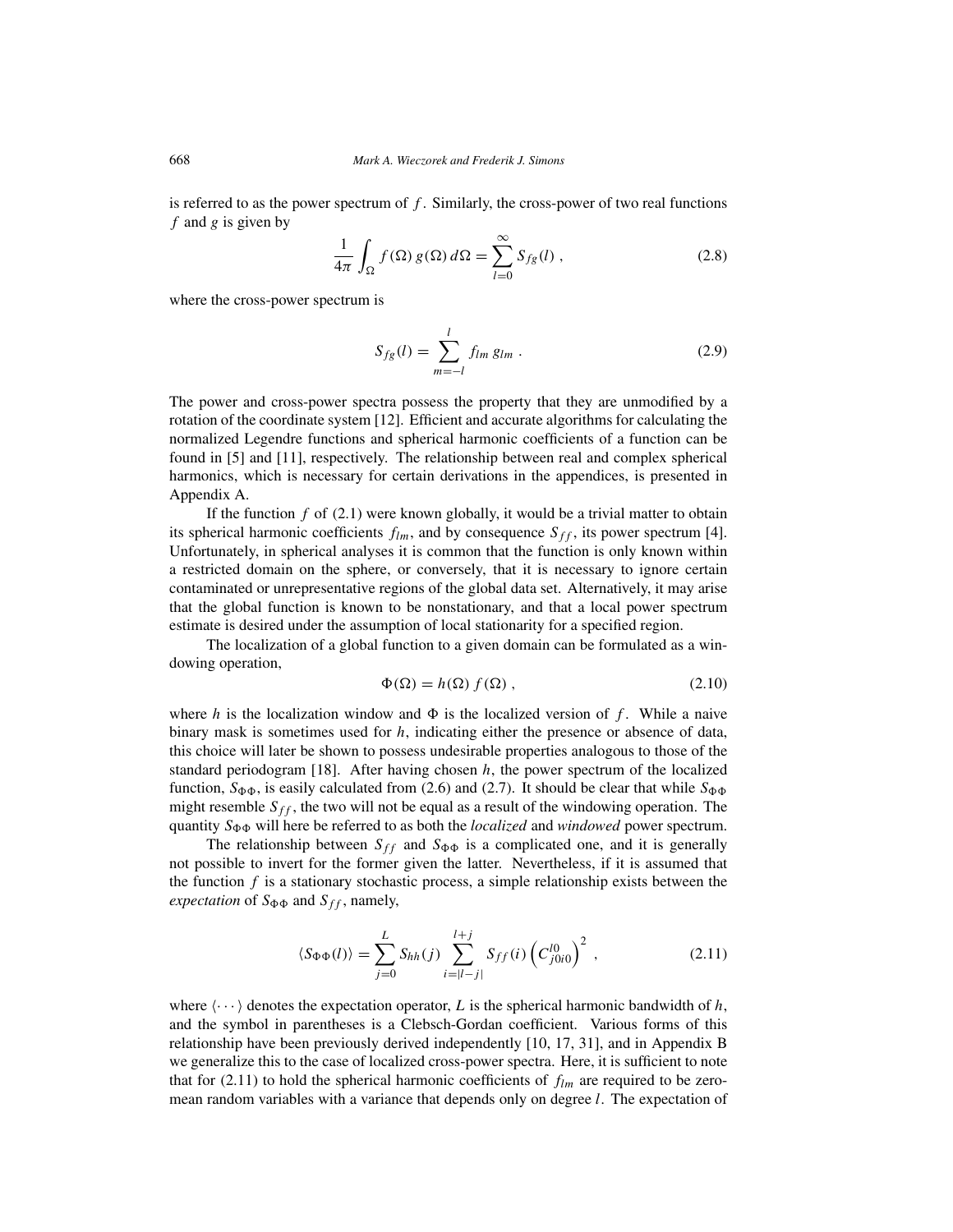is referred to as the power spectrum of $f$. Similarly, the cross-power of two real functions $f$ and $g$ is given by

$$\frac{1}{4\pi} \int_{\Omega} f(\Omega)\, g(\Omega)\, d\Omega = \sum_{l=0}^{\infty} S_{fg}(l) \ , \tag{2.8}$$

where the cross-power spectrum is

$$S_{fg}(l) = \sum_{m=-l}^{l} f_{lm}\, g_{lm} \ . \tag{2.9}$$

The power and cross-power spectra possess the property that they are unmodified by a rotation of the coordinate system [12]. Efficient and accurate algorithms for calculating the normalized Legendre functions and spherical harmonic coefficients of a function can be found in [5] and [11], respectively. The relationship between real and complex spherical harmonics, which is necessary for certain derivations in the appendices, is presented in Appendix A.

If the function $f$ of (2.1) were known globally, it would be a trivial matter to obtain its spherical harmonic coefficients $f_{lm}$, and by consequence $S_{ff}$, its power spectrum [4]. Unfortunately, in spherical analyses it is common that the function is only known within a restricted domain on the sphere, or conversely, that it is necessary to ignore certain contaminated or unrepresentative regions of the global data set. Alternatively, it may arise that the global function is known to be nonstationary, and that a local power spectrum estimate is desired under the assumption of local stationarity for a specified region.

The localization of a global function to a given domain can be formulated as a windowing operation,

$$\Phi(\Omega) = h(\Omega)\, f(\Omega) \ , \tag{2.10}$$

where $h$ is the localization window and $\Phi$ is the localized version of $f$. While a naive binary mask is sometimes used for $h$, indicating either the presence or absence of data, this choice will later be shown to possess undesirable properties analogous to those of the standard periodogram [18]. After having chosen $h$, the power spectrum of the localized function, $S_{\Phi\Phi}$, is easily calculated from (2.6) and (2.7). It should be clear that while $S_{\Phi\Phi}$ might resemble $S_{ff}$, the two will not be equal as a result of the windowing operation. The quantity $S_{\Phi\Phi}$ will here be referred to as both the *localized* and *windowed* power spectrum.

The relationship between $S_{ff}$ and $S_{\Phi\Phi}$ is a complicated one, and it is generally not possible to invert for the former given the latter. Nevertheless, if it is assumed that the function $f$ is a stationary stochastic process, a simple relationship exists between the *expectation* of $S_{\Phi\Phi}$ and $S_{ff}$, namely,

$$\langle S_{\Phi\Phi}(l) \rangle = \sum_{j=0}^{L} S_{hh}(j) \sum_{i=|l-j|}^{l+j} S_{ff}(i) \left( C_{j0i0}^{l0} \right)^2 \ , \tag{2.11}$$

where $\langle \cdots \rangle$ denotes the expectation operator, $L$ is the spherical harmonic bandwidth of $h$, and the symbol in parentheses is a Clebsch-Gordan coefficient. Various forms of this relationship have been previously derived independently [10, 17, 31], and in Appendix B we generalize this to the case of localized cross-power spectra. Here, it is sufficient to note that for (2.11) to hold the spherical harmonic coefficients of $f_{lm}$ are required to be zero-mean random variables with a variance that depends only on degree $l$. The expectation of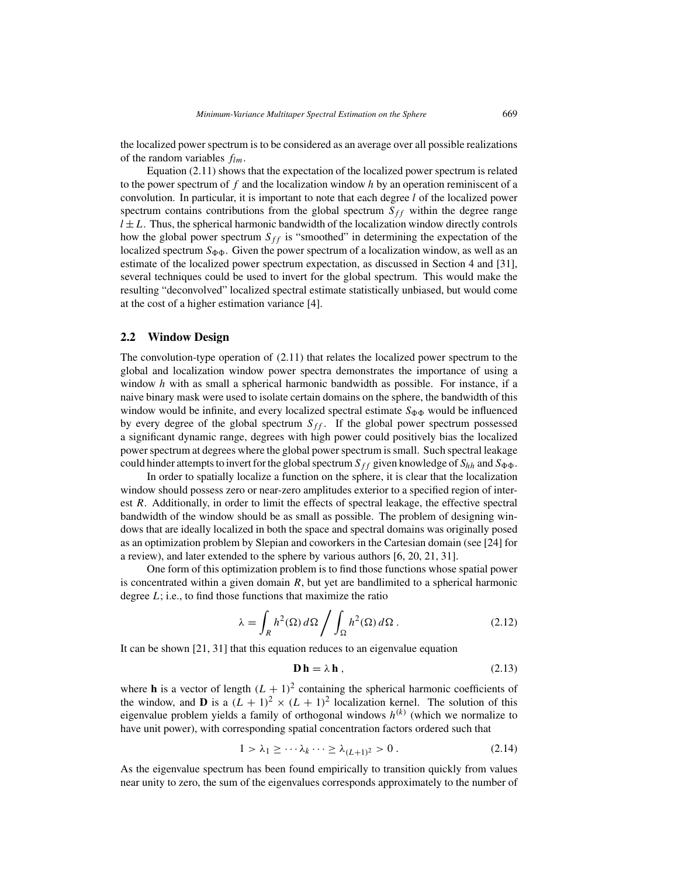the localized power spectrum is to be considered as an average over all possible realizations of the random variables $f_{lm}$.

Equation (2.11) shows that the expectation of the localized power spectrum is related to the power spectrum of $f$ and the localization window $h$ by an operation reminiscent of a convolution. In particular, it is important to note that each degree $l$ of the localized power spectrum contains contributions from the global spectrum $S_{ff}$ within the degree range $l \pm L$. Thus, the spherical harmonic bandwidth of the localization window directly controls how the global power spectrum $S_{ff}$ is "smoothed" in determining the expectation of the localized spectrum $S_{\Phi\Phi}$. Given the power spectrum of a localization window, as well as an estimate of the localized power spectrum expectation, as discussed in Section 4 and [31], several techniques could be used to invert for the global spectrum. This would make the resulting "deconvolved" localized spectral estimate statistically unbiased, but would come at the cost of a higher estimation variance [4].

## 2.2 Window Design

The convolution-type operation of (2.11) that relates the localized power spectrum to the global and localization window power spectra demonstrates the importance of using a window $h$ with as small a spherical harmonic bandwidth as possible. For instance, if a naive binary mask were used to isolate certain domains on the sphere, the bandwidth of this window would be infinite, and every localized spectral estimate $S_{\Phi\Phi}$ would be influenced by every degree of the global spectrum $S_{ff}$. If the global power spectrum possessed a significant dynamic range, degrees with high power could positively bias the localized power spectrum at degrees where the global power spectrum is small. Such spectral leakage could hinder attempts to invert for the global spectrum $S_{ff}$ given knowledge of $S_{hh}$ and $S_{\Phi\Phi}$.

In order to spatially localize a function on the sphere, it is clear that the localization window should possess zero or near-zero amplitudes exterior to a specified region of interest $R$. Additionally, in order to limit the effects of spectral leakage, the effective spectral bandwidth of the window should be as small as possible. The problem of designing windows that are ideally localized in both the space and spectral domains was originally posed as an optimization problem by Slepian and coworkers in the Cartesian domain (see [24] for a review), and later extended to the sphere by various authors [6, 20, 21, 31].

One form of this optimization problem is to find those functions whose spatial power is concentrated within a given domain $R$, but yet are bandlimited to a spherical harmonic degree $L$; i.e., to find those functions that maximize the ratio

$$\lambda = \int_R h^2(\Omega)\, d\Omega \Bigg/ \int_\Omega h^2(\Omega)\, d\Omega\,. \tag{2.12}$$

It can be shown [21, 31] that this equation reduces to an eigenvalue equation

$$\mathbf{D}\,\mathbf{h} = \lambda\,\mathbf{h}\,, \tag{2.13}$$

where $\mathbf{h}$ is a vector of length $(L+1)^2$ containing the spherical harmonic coefficients of the window, and $\mathbf{D}$ is a $(L+1)^2 \times (L+1)^2$ localization kernel. The solution of this eigenvalue problem yields a family of orthogonal windows $h^{(k)}$ (which we normalize to have unit power), with corresponding spatial concentration factors ordered such that

$$1 > \lambda_1 \geq \cdots \lambda_k \cdots \geq \lambda_{(L+1)^2} > 0\,. \tag{2.14}$$

As the eigenvalue spectrum has been found empirically to transition quickly from values near unity to zero, the sum of the eigenvalues corresponds approximately to the number of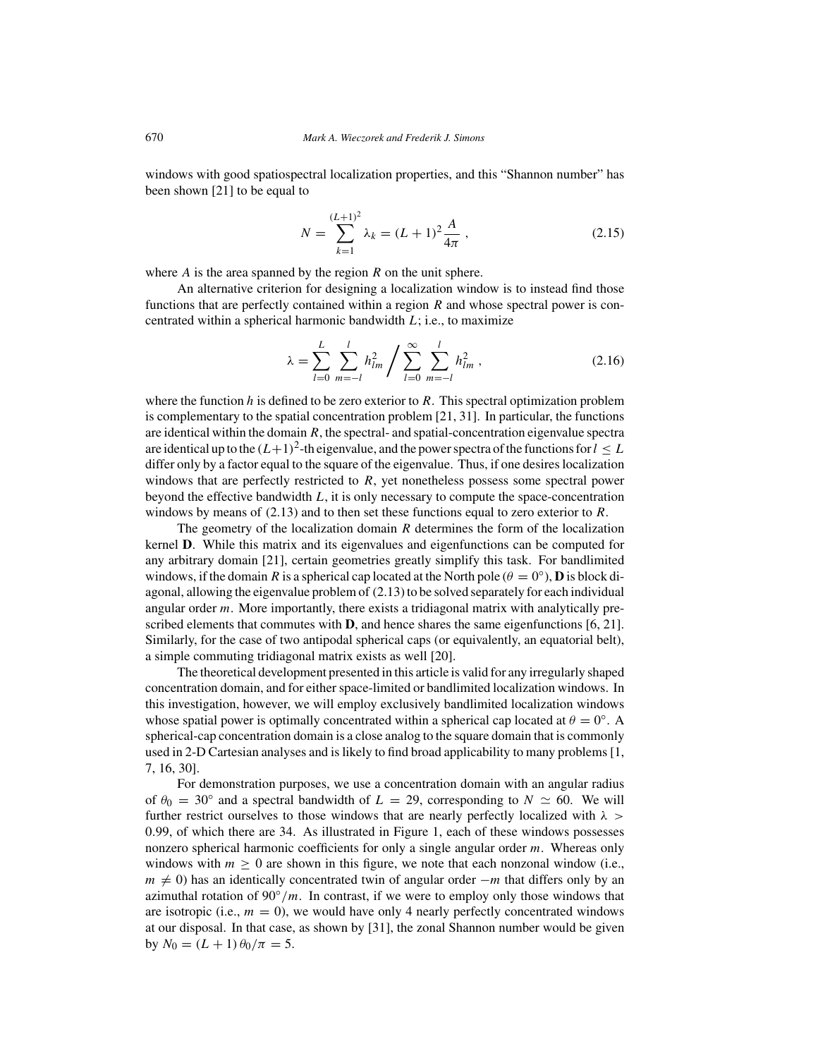windows with good spatiospectral localization properties, and this "Shannon number" has been shown [21] to be equal to

$$N = \sum_{k=1}^{(L+1)^2} \lambda_k = (L+1)^2 \frac{A}{4\pi} , \tag{2.15}$$

where $A$ is the area spanned by the region $R$ on the unit sphere.

An alternative criterion for designing a localization window is to instead find those functions that are perfectly contained within a region $R$ and whose spectral power is concentrated within a spherical harmonic bandwidth $L$; i.e., to maximize

$$\lambda = \sum_{l=0}^{L} \sum_{m=-l}^{l} h_{lm}^2 \Bigg/ \sum_{l=0}^{\infty} \sum_{m=-l}^{l} h_{lm}^2 , \tag{2.16}$$

where the function $h$ is defined to be zero exterior to $R$. This spectral optimization problem is complementary to the spatial concentration problem [21, 31]. In particular, the functions are identical within the domain $R$, the spectral- and spatial-concentration eigenvalue spectra are identical up to the $(L+1)^2$-th eigenvalue, and the power spectra of the functions for $l \leq L$ differ only by a factor equal to the square of the eigenvalue. Thus, if one desires localization windows that are perfectly restricted to $R$, yet nonetheless possess some spectral power beyond the effective bandwidth $L$, it is only necessary to compute the space-concentration windows by means of (2.13) and to then set these functions equal to zero exterior to $R$.

The geometry of the localization domain $R$ determines the form of the localization kernel $\mathbf{D}$. While this matrix and its eigenvalues and eigenfunctions can be computed for any arbitrary domain [21], certain geometries greatly simplify this task. For bandlimited windows, if the domain $R$ is a spherical cap located at the North pole ($\theta = 0°$), $\mathbf{D}$ is block diagonal, allowing the eigenvalue problem of (2.13) to be solved separately for each individual angular order $m$. More importantly, there exists a tridiagonal matrix with analytically prescribed elements that commutes with $\mathbf{D}$, and hence shares the same eigenfunctions [6, 21]. Similarly, for the case of two antipodal spherical caps (or equivalently, an equatorial belt), a simple commuting tridiagonal matrix exists as well [20].

The theoretical development presented in this article is valid for any irregularly shaped concentration domain, and for either space-limited or bandlimited localization windows. In this investigation, however, we will employ exclusively bandlimited localization windows whose spatial power is optimally concentrated within a spherical cap located at $\theta = 0°$. A spherical-cap concentration domain is a close analog to the square domain that is commonly used in 2-D Cartesian analyses and is likely to find broad applicability to many problems [1, 7, 16, 30].

For demonstration purposes, we use a concentration domain with an angular radius of $\theta_0 = 30°$ and a spectral bandwidth of $L = 29$, corresponding to $N \simeq 60$. We will further restrict ourselves to those windows that are nearly perfectly localized with $\lambda > 0.99$, of which there are 34. As illustrated in Figure 1, each of these windows possesses nonzero spherical harmonic coefficients for only a single angular order $m$. Whereas only windows with $m \geq 0$ are shown in this figure, we note that each nonzonal window (i.e., $m \neq 0$) has an identically concentrated twin of angular order $-m$ that differs only by an azimuthal rotation of $90°/m$. In contrast, if we were to employ only those windows that are isotropic (i.e., $m = 0$), we would have only 4 nearly perfectly concentrated windows at our disposal. In that case, as shown by [31], the zonal Shannon number would be given by $N_0 = (L + 1)\, \theta_0 / \pi = 5$.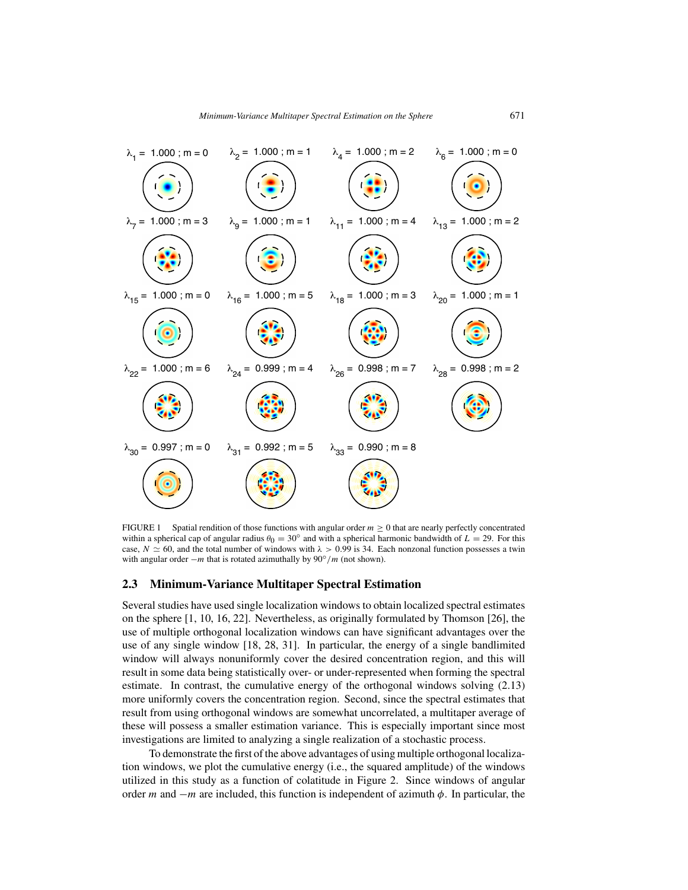FIGURE 1 Spatial rendition of those functions with angular order $m \geq 0$ that are nearly perfectly concentrated within a spherical cap of angular radius $\theta_0 = 30^\circ$ and with a spherical harmonic bandwidth of $L = 29$. For this case, $N \simeq 60$, and the total number of windows with $\lambda > 0.99$ is 34. Each nonzonal function possesses a twin with angular order $-m$ that is rotated azimuthally by $90^\circ/m$ (not shown).

## 2.3 Minimum-Variance Multitaper Spectral Estimation

Several studies have used single localization windows to obtain localized spectral estimates on the sphere [1, 10, 16, 22]. Nevertheless, as originally formulated by Thomson [26], the use of multiple orthogonal localization windows can have significant advantages over the use of any single window [18, 28, 31]. In particular, the energy of a single bandlimited window will always nonuniformly cover the desired concentration region, and this will result in some data being statistically over- or under-represented when forming the spectral estimate. In contrast, the cumulative energy of the orthogonal windows solving (2.13) more uniformly covers the concentration region. Second, since the spectral estimates that result from using orthogonal windows are somewhat uncorrelated, a multitaper average of these will possess a smaller estimation variance. This is especially important since most investigations are limited to analyzing a single realization of a stochastic process.

To demonstrate the first of the above advantages of using multiple orthogonal localization windows, we plot the cumulative energy (i.e., the squared amplitude) of the windows utilized in this study as a function of colatitude in Figure 2. Since windows of angular order $m$ and $-m$ are included, this function is independent of azimuth $\phi$. In particular, the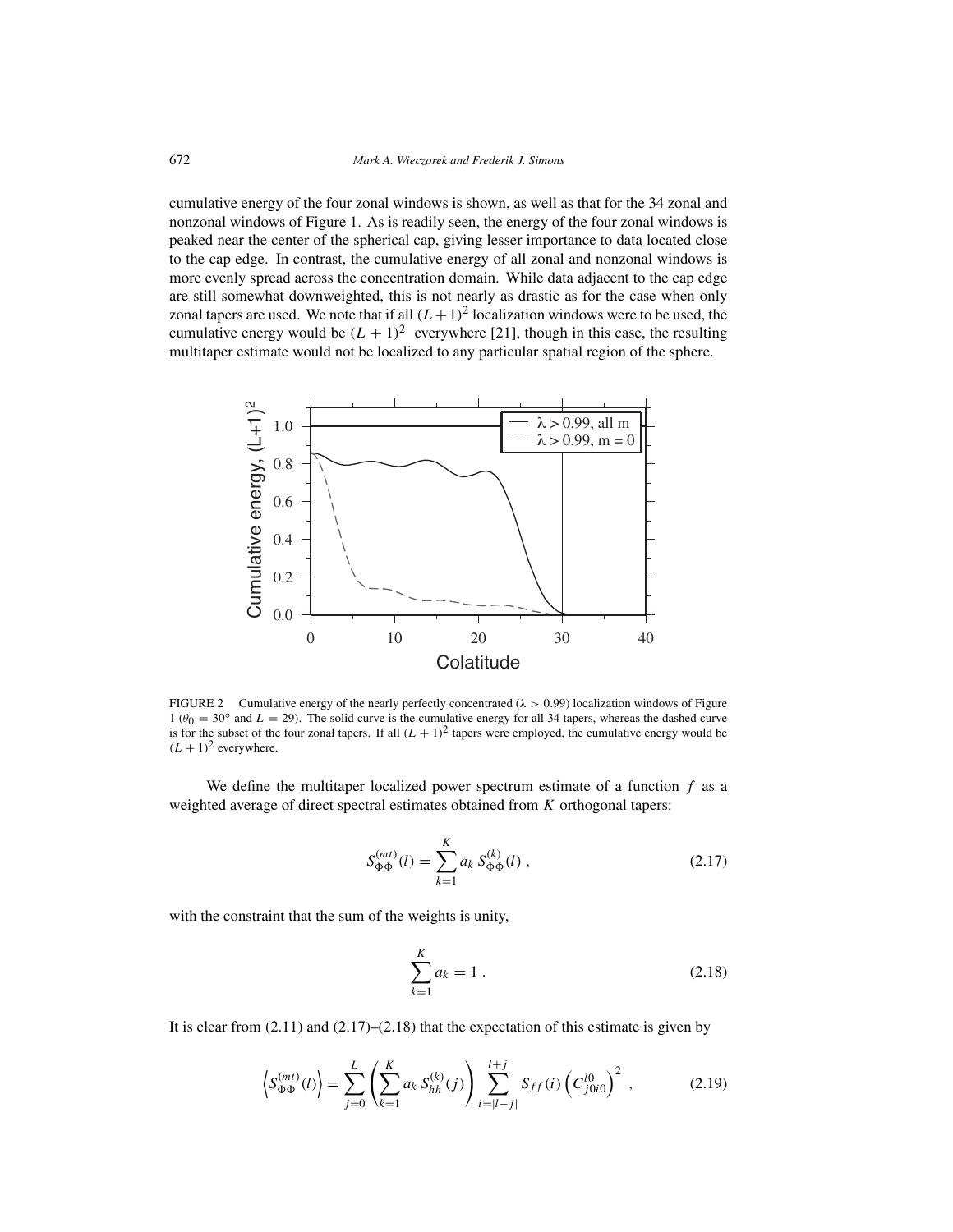cumulative energy of the four zonal windows is shown, as well as that for the 34 zonal and nonzonal windows of Figure 1. As is readily seen, the energy of the four zonal windows is peaked near the center of the spherical cap, giving lesser importance to data located close to the cap edge. In contrast, the cumulative energy of all zonal and nonzonal windows is more evenly spread across the concentration domain. While data adjacent to the cap edge are still somewhat downweighted, this is not nearly as drastic as for the case when only zonal tapers are used. We note that if all $(L+1)^2$ localization windows were to be used, the cumulative energy would be $(L+1)^2$ everywhere [21], though in this case, the resulting multitaper estimate would not be localized to any particular spatial region of the sphere.

FIGURE 2 Cumulative energy of the nearly perfectly concentrated ($\lambda > 0.99$) localization windows of Figure 1 ($\theta_0 = 30°$ and $L = 29$). The solid curve is the cumulative energy for all 34 tapers, whereas the dashed curve is for the subset of the four zonal tapers. If all $(L+1)^2$ tapers were employed, the cumulative energy would be $(L+1)^2$ everywhere.

We define the multitaper localized power spectrum estimate of a function $f$ as a weighted average of direct spectral estimates obtained from $K$ orthogonal tapers:

$$S_{\Phi\Phi}^{(mt)}(l) = \sum_{k=1}^{K} a_k \, S_{\Phi\Phi}^{(k)}(l) \; , \tag{2.17}$$

with the constraint that the sum of the weights is unity,

$$\sum_{k=1}^{K} a_k = 1 \; . \tag{2.18}$$

It is clear from (2.11) and (2.17)–(2.18) that the expectation of this estimate is given by

$$\left\langle S_{\Phi\Phi}^{(mt)}(l) \right\rangle = \sum_{j=0}^{L} \left( \sum_{k=1}^{K} a_k \, S_{hh}^{(k)}(j) \right) \sum_{i=|l-j|}^{l+j} S_{ff}(i) \left( C_{j0i0}^{l0} \right)^2 \; , \tag{2.19}$$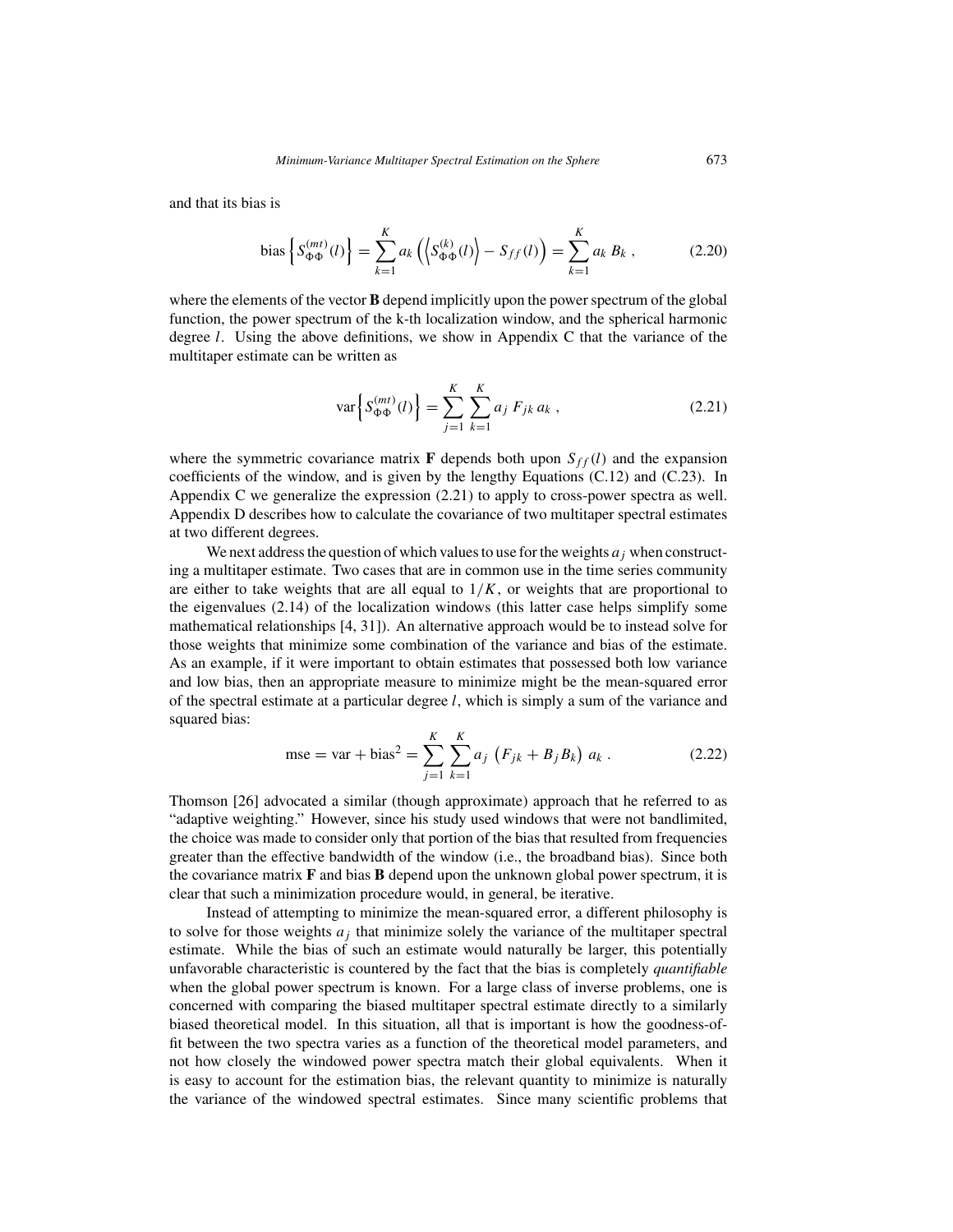and that its bias is

$$\text{bias}\left\{S_{\Phi\Phi}^{(mt)}(l)\right\} = \sum_{k=1}^{K} a_k \left(\left\langle S_{\Phi\Phi}^{(k)}(l)\right\rangle - S_{ff}(l)\right) = \sum_{k=1}^{K} a_k\, B_k\,, \tag{2.20}$$

where the elements of the vector **B** depend implicitly upon the power spectrum of the global function, the power spectrum of the k-th localization window, and the spherical harmonic degree $l$. Using the above definitions, we show in Appendix C that the variance of the multitaper estimate can be written as

$$\text{var}\left\{S_{\Phi\Phi}^{(mt)}(l)\right\} = \sum_{j=1}^{K}\sum_{k=1}^{K} a_j\, F_{jk}\, a_k\,, \tag{2.21}$$

where the symmetric covariance matrix **F** depends both upon $S_{ff}(l)$ and the expansion coefficients of the window, and is given by the lengthy Equations (C.12) and (C.23). In Appendix C we generalize the expression (2.21) to apply to cross-power spectra as well. Appendix D describes how to calculate the covariance of two multitaper spectral estimates at two different degrees.

We next address the question of which values to use for the weights $a_j$ when constructing a multitaper estimate. Two cases that are in common use in the time series community are either to take weights that are all equal to $1/K$, or weights that are proportional to the eigenvalues (2.14) of the localization windows (this latter case helps simplify some mathematical relationships [4, 31]). An alternative approach would be to instead solve for those weights that minimize some combination of the variance and bias of the estimate. As an example, if it were important to obtain estimates that possessed both low variance and low bias, then an appropriate measure to minimize might be the mean-squared error of the spectral estimate at a particular degree $l$, which is simply a sum of the variance and squared bias:

$$\text{mse} = \text{var} + \text{bias}^2 = \sum_{j=1}^{K}\sum_{k=1}^{K} a_j \left(F_{jk} + B_j B_k\right) a_k\,. \tag{2.22}$$

Thomson [26] advocated a similar (though approximate) approach that he referred to as "adaptive weighting." However, since his study used windows that were not bandlimited, the choice was made to consider only that portion of the bias that resulted from frequencies greater than the effective bandwidth of the window (i.e., the broadband bias). Since both the covariance matrix **F** and bias **B** depend upon the unknown global power spectrum, it is clear that such a minimization procedure would, in general, be iterative.

Instead of attempting to minimize the mean-squared error, a different philosophy is to solve for those weights $a_j$ that minimize solely the variance of the multitaper spectral estimate. While the bias of such an estimate would naturally be larger, this potentially unfavorable characteristic is countered by the fact that the bias is completely *quantifiable* when the global power spectrum is known. For a large class of inverse problems, one is concerned with comparing the biased multitaper spectral estimate directly to a similarly biased theoretical model. In this situation, all that is important is how the goodness-of-fit between the two spectra varies as a function of the theoretical model parameters, and not how closely the windowed power spectra match their global equivalents. When it is easy to account for the estimation bias, the relevant quantity to minimize is naturally the variance of the windowed spectral estimates. Since many scientific problems that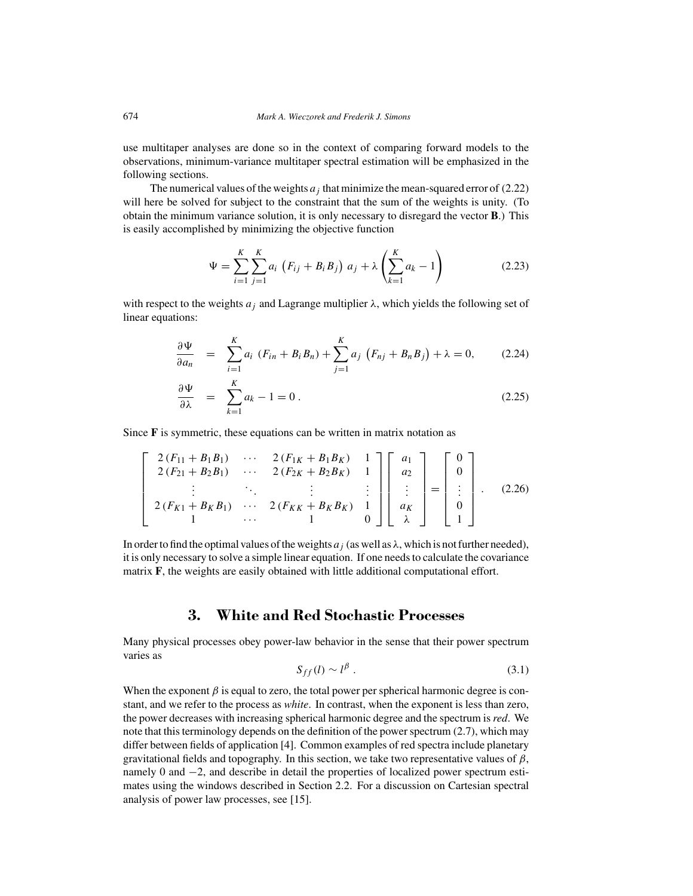use multitaper analyses are done so in the context of comparing forward models to the observations, minimum-variance multitaper spectral estimation will be emphasized in the following sections.

The numerical values of the weights $a_j$ that minimize the mean-squared error of (2.22) will here be solved for subject to the constraint that the sum of the weights is unity. (To obtain the minimum variance solution, it is only necessary to disregard the vector **B**.) This is easily accomplished by minimizing the objective function

$$\Psi = \sum_{i=1}^{K} \sum_{j=1}^{K} a_i \left( F_{ij} + B_i B_j \right) a_j + \lambda \left( \sum_{k=1}^{K} a_k - 1 \right) \tag{2.23}$$

with respect to the weights $a_j$ and Lagrange multiplier $\lambda$, which yields the following set of linear equations:

$$\frac{\partial \Psi}{\partial a_n} = \sum_{i=1}^{K} a_i \left( F_{in} + B_i B_n \right) + \sum_{j=1}^{K} a_j \left( F_{nj} + B_n B_j \right) + \lambda = 0, \tag{2.24}$$

$$\frac{\partial \Psi}{\partial \lambda} = \sum_{k=1}^{K} a_k - 1 = 0 \, . \tag{2.25}$$

Since **F** is symmetric, these equations can be written in matrix notation as

$$\begin{bmatrix} 2\,(F_{11} + B_1 B_1) & \cdots & 2\,(F_{1K} + B_1 B_K) & 1 \\ 2\,(F_{21} + B_2 B_1) & \cdots & 2\,(F_{2K} + B_2 B_K) & 1 \\ \vdots & \ddots & \vdots & \vdots \\ 2\,(F_{K1} + B_K B_1) & \cdots & 2\,(F_{KK} + B_K B_K) & 1 \\ 1 & \cdots & 1 & 0 \end{bmatrix} \begin{bmatrix} a_1 \\ a_2 \\ \vdots \\ a_K \\ \lambda \end{bmatrix} = \begin{bmatrix} 0 \\ 0 \\ \vdots \\ 0 \\ 1 \end{bmatrix} . \tag{2.26}$$

In order to find the optimal values of the weights $a_j$ (as well as $\lambda$, which is not further needed), it is only necessary to solve a simple linear equation. If one needs to calculate the covariance matrix **F**, the weights are easily obtained with little additional computational effort.

## 3. White and Red Stochastic Processes

Many physical processes obey power-law behavior in the sense that their power spectrum varies as

$$S_{ff}(l) \sim l^{\beta} \, . \tag{3.1}$$

When the exponent $\beta$ is equal to zero, the total power per spherical harmonic degree is constant, and we refer to the process as *white*. In contrast, when the exponent is less than zero, the power decreases with increasing spherical harmonic degree and the spectrum is *red*. We note that this terminology depends on the definition of the power spectrum (2.7), which may differ between fields of application [4]. Common examples of red spectra include planetary gravitational fields and topography. In this section, we take two representative values of $\beta$, namely 0 and $-2$, and describe in detail the properties of localized power spectrum estimates using the windows described in Section 2.2. For a discussion on Cartesian spectral analysis of power law processes, see [15].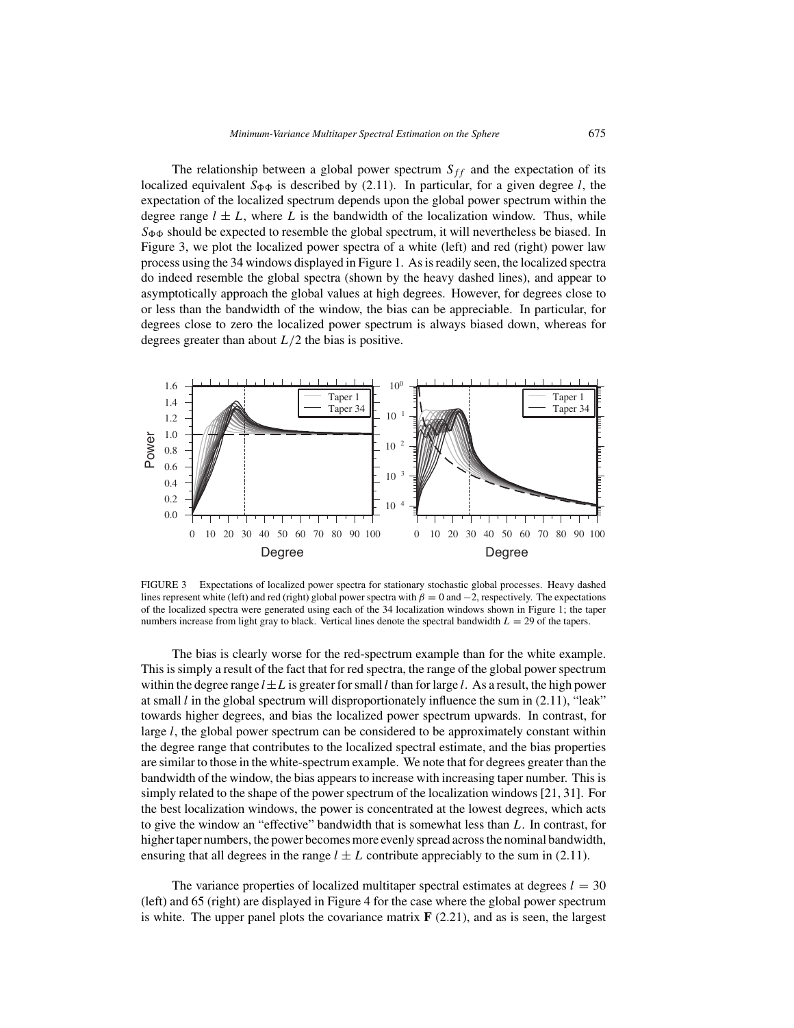The relationship between a global power spectrum $S_{ff}$ and the expectation of its localized equivalent $S_{\Phi\Phi}$ is described by (2.11). In particular, for a given degree $l$, the expectation of the localized spectrum depends upon the global power spectrum within the degree range $l \pm L$, where $L$ is the bandwidth of the localization window. Thus, while $S_{\Phi\Phi}$ should be expected to resemble the global spectrum, it will nevertheless be biased. In Figure 3, we plot the localized power spectra of a white (left) and red (right) power law process using the 34 windows displayed in Figure 1. As is readily seen, the localized spectra do indeed resemble the global spectra (shown by the heavy dashed lines), and appear to asymptotically approach the global values at high degrees. However, for degrees close to or less than the bandwidth of the window, the bias can be appreciable. In particular, for degrees close to zero the localized power spectrum is always biased down, whereas for degrees greater than about $L/2$ the bias is positive.

FIGURE 3 Expectations of localized power spectra for stationary stochastic global processes. Heavy dashed lines represent white (left) and red (right) global power spectra with $\beta = 0$ and $-2$, respectively. The expectations of the localized spectra were generated using each of the 34 localization windows shown in Figure 1; the taper numbers increase from light gray to black. Vertical lines denote the spectral bandwidth $L = 29$ of the tapers.

The bias is clearly worse for the red-spectrum example than for the white example. This is simply a result of the fact that for red spectra, the range of the global power spectrum within the degree range $l \pm L$ is greater for small $l$ than for large $l$. As a result, the high power at small $l$ in the global spectrum will disproportionately influence the sum in (2.11), "leak" towards higher degrees, and bias the localized power spectrum upwards. In contrast, for large $l$, the global power spectrum can be considered to be approximately constant within the degree range that contributes to the localized spectral estimate, and the bias properties are similar to those in the white-spectrum example. We note that for degrees greater than the bandwidth of the window, the bias appears to increase with increasing taper number. This is simply related to the shape of the power spectrum of the localization windows [21, 31]. For the best localization windows, the power is concentrated at the lowest degrees, which acts to give the window an "effective" bandwidth that is somewhat less than $L$. In contrast, for higher taper numbers, the power becomes more evenly spread across the nominal bandwidth, ensuring that all degrees in the range $l \pm L$ contribute appreciably to the sum in (2.11).

The variance properties of localized multitaper spectral estimates at degrees $l = 30$ (left) and 65 (right) are displayed in Figure 4 for the case where the global power spectrum is white. The upper panel plots the covariance matrix $\mathbf{F}$ (2.21), and as is seen, the largest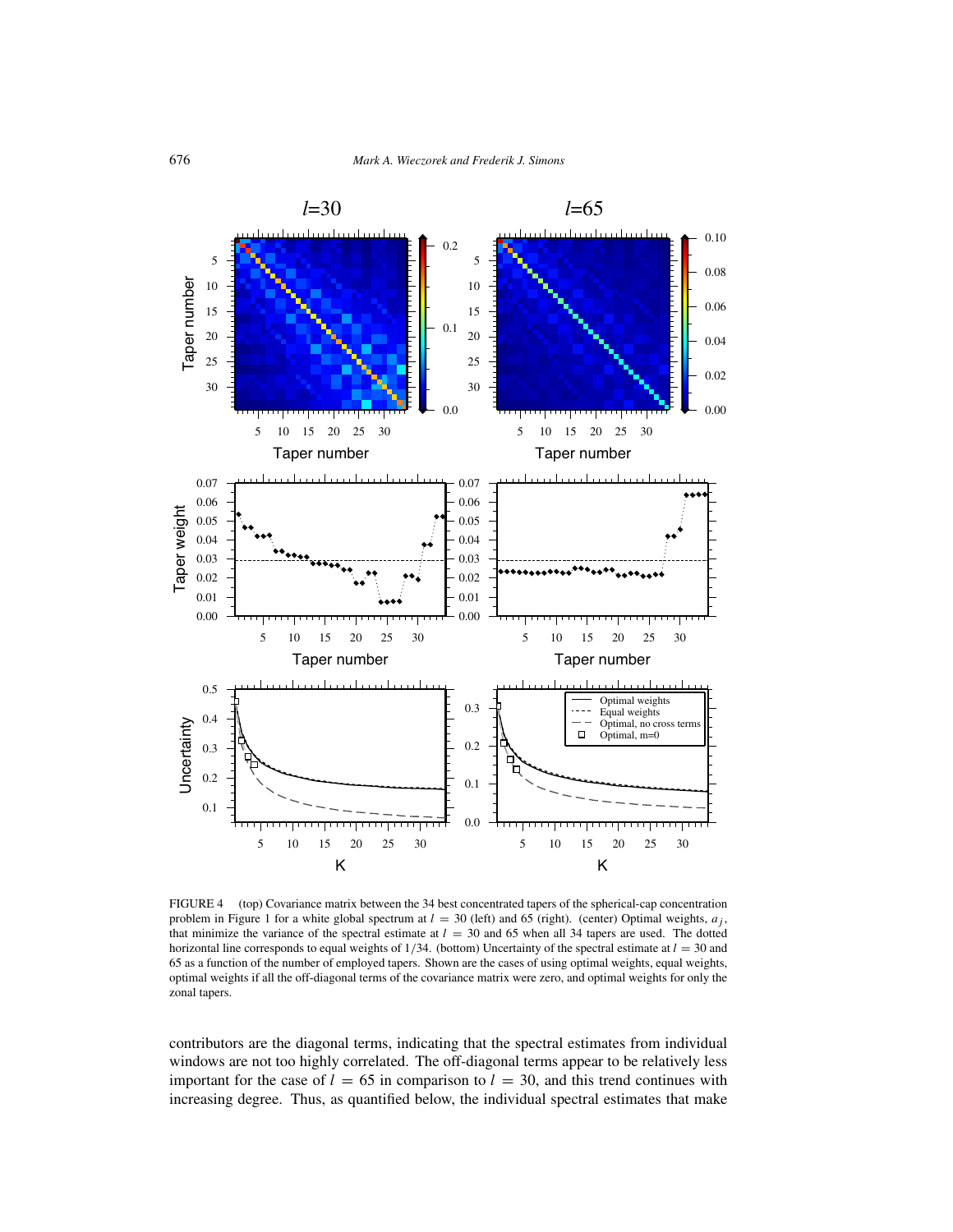FIGURE 4 (top) Covariance matrix between the 34 best concentrated tapers of the spherical-cap concentration problem in Figure 1 for a white global spectrum at $l = 30$ (left) and 65 (right). (center) Optimal weights, $a_j$, that minimize the variance of the spectral estimate at $l = 30$ and 65 when all 34 tapers are used. The dotted horizontal line corresponds to equal weights of $1/34$. (bottom) Uncertainty of the spectral estimate at $l = 30$ and 65 as a function of the number of employed tapers. Shown are the cases of using optimal weights, equal weights, optimal weights if all the off-diagonal terms of the covariance matrix were zero, and optimal weights for only the zonal tapers.

contributors are the diagonal terms, indicating that the spectral estimates from individual windows are not too highly correlated. The off-diagonal terms appear to be relatively less important for the case of $l = 65$ in comparison to $l = 30$, and this trend continues with increasing degree. Thus, as quantified below, the individual spectral estimates that make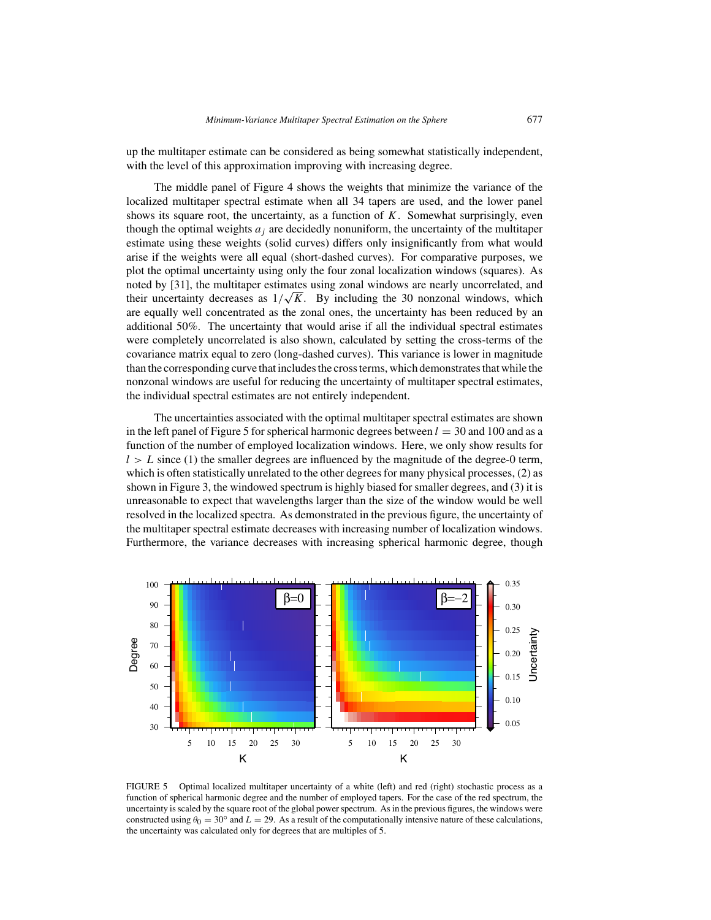up the multitaper estimate can be considered as being somewhat statistically independent, with the level of this approximation improving with increasing degree.

The middle panel of Figure 4 shows the weights that minimize the variance of the localized multitaper spectral estimate when all 34 tapers are used, and the lower panel shows its square root, the uncertainty, as a function of $K$. Somewhat surprisingly, even though the optimal weights $a_j$ are decidedly nonuniform, the uncertainty of the multitaper estimate using these weights (solid curves) differs only insignificantly from what would arise if the weights were all equal (short-dashed curves). For comparative purposes, we plot the optimal uncertainty using only the four zonal localization windows (squares). As noted by [31], the multitaper estimates using zonal windows are nearly uncorrelated, and their uncertainty decreases as $1/\sqrt{K}$. By including the 30 nonzonal windows, which are equally well concentrated as the zonal ones, the uncertainty has been reduced by an additional 50%. The uncertainty that would arise if all the individual spectral estimates were completely uncorrelated is also shown, calculated by setting the cross-terms of the covariance matrix equal to zero (long-dashed curves). This variance is lower in magnitude than the corresponding curve that includes the cross terms, which demonstrates that while the nonzonal windows are useful for reducing the uncertainty of multitaper spectral estimates, the individual spectral estimates are not entirely independent.

The uncertainties associated with the optimal multitaper spectral estimates are shown in the left panel of Figure 5 for spherical harmonic degrees between $l = 30$ and 100 and as a function of the number of employed localization windows. Here, we only show results for $l > L$ since (1) the smaller degrees are influenced by the magnitude of the degree-0 term, which is often statistically unrelated to the other degrees for many physical processes, (2) as shown in Figure 3, the windowed spectrum is highly biased for smaller degrees, and (3) it is unreasonable to expect that wavelengths larger than the size of the window would be well resolved in the localized spectra. As demonstrated in the previous figure, the uncertainty of the multitaper spectral estimate decreases with increasing number of localization windows. Furthermore, the variance decreases with increasing spherical harmonic degree, though

FIGURE 5 Optimal localized multitaper uncertainty of a white (left) and red (right) stochastic process as a function of spherical harmonic degree and the number of employed tapers. For the case of the red spectrum, the uncertainty is scaled by the square root of the global power spectrum. As in the previous figures, the windows were constructed using $\theta_0 = 30°$ and $L = 29$. As a result of the computationally intensive nature of these calculations, the uncertainty was calculated only for degrees that are multiples of 5.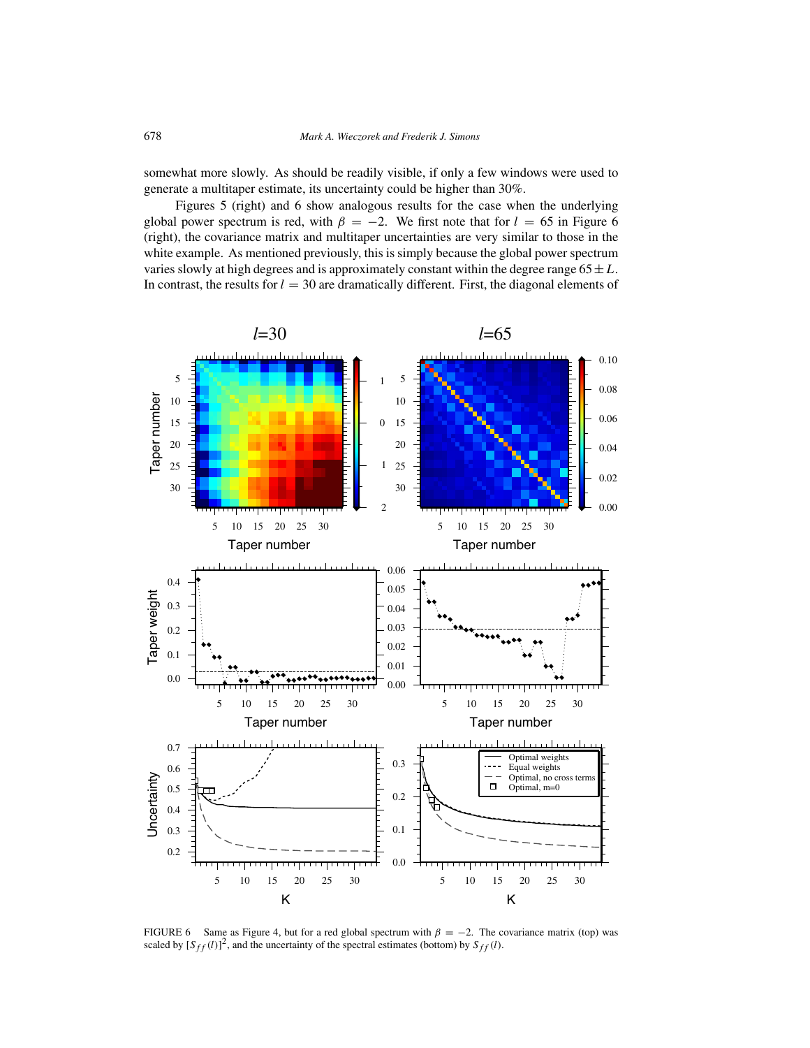somewhat more slowly. As should be readily visible, if only a few windows were used to generate a multitaper estimate, its uncertainty could be higher than 30%.

Figures 5 (right) and 6 show analogous results for the case when the underlying global power spectrum is red, with $\beta = -2$. We first note that for $l = 65$ in Figure 6 (right), the covariance matrix and multitaper uncertainties are very similar to those in the white example. As mentioned previously, this is simply because the global power spectrum varies slowly at high degrees and is approximately constant within the degree range $65 \pm L$. In contrast, the results for $l = 30$ are dramatically different. First, the diagonal elements of

FIGURE 6 Same as Figure 4, but for a red global spectrum with $\beta = -2$. The covariance matrix (top) was scaled by $[S_{ff}(l)]^2$, and the uncertainty of the spectral estimates (bottom) by $S_{ff}(l)$.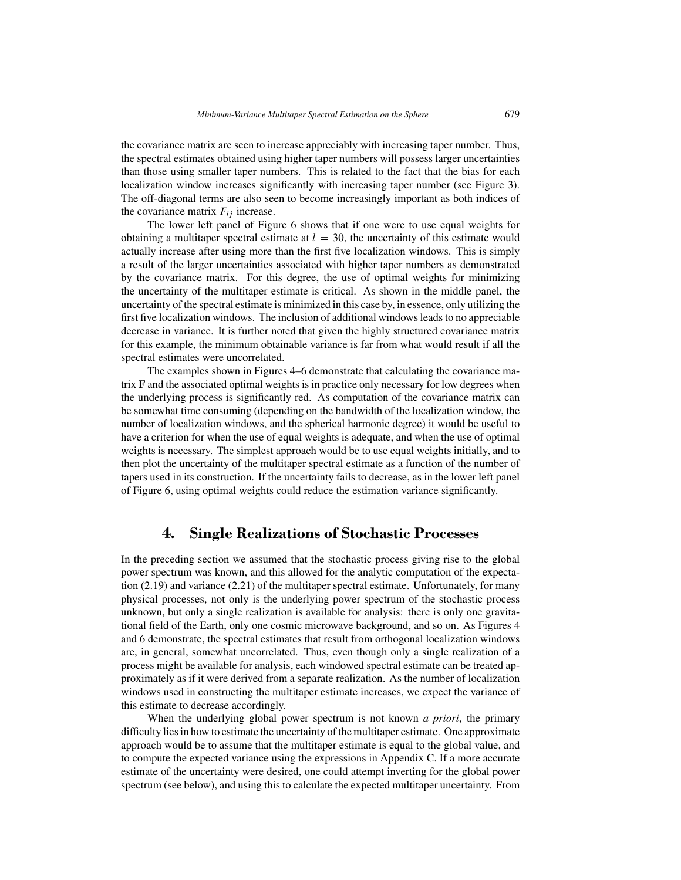the covariance matrix are seen to increase appreciably with increasing taper number. Thus, the spectral estimates obtained using higher taper numbers will possess larger uncertainties than those using smaller taper numbers. This is related to the fact that the bias for each localization window increases significantly with increasing taper number (see Figure 3). The off-diagonal terms are also seen to become increasingly important as both indices of the covariance matrix $F_{ij}$ increase.

The lower left panel of Figure 6 shows that if one were to use equal weights for obtaining a multitaper spectral estimate at $l = 30$, the uncertainty of this estimate would actually increase after using more than the first five localization windows. This is simply a result of the larger uncertainties associated with higher taper numbers as demonstrated by the covariance matrix. For this degree, the use of optimal weights for minimizing the uncertainty of the multitaper estimate is critical. As shown in the middle panel, the uncertainty of the spectral estimate is minimized in this case by, in essence, only utilizing the first five localization windows. The inclusion of additional windows leads to no appreciable decrease in variance. It is further noted that given the highly structured covariance matrix for this example, the minimum obtainable variance is far from what would result if all the spectral estimates were uncorrelated.

The examples shown in Figures 4–6 demonstrate that calculating the covariance matrix $\mathbf{F}$ and the associated optimal weights is in practice only necessary for low degrees when the underlying process is significantly red. As computation of the covariance matrix can be somewhat time consuming (depending on the bandwidth of the localization window, the number of localization windows, and the spherical harmonic degree) it would be useful to have a criterion for when the use of equal weights is adequate, and when the use of optimal weights is necessary. The simplest approach would be to use equal weights initially, and to then plot the uncertainty of the multitaper spectral estimate as a function of the number of tapers used in its construction. If the uncertainty fails to decrease, as in the lower left panel of Figure 6, using optimal weights could reduce the estimation variance significantly.

## 4. Single Realizations of Stochastic Processes

In the preceding section we assumed that the stochastic process giving rise to the global power spectrum was known, and this allowed for the analytic computation of the expectation (2.19) and variance (2.21) of the multitaper spectral estimate. Unfortunately, for many physical processes, not only is the underlying power spectrum of the stochastic process unknown, but only a single realization is available for analysis: there is only one gravitational field of the Earth, only one cosmic microwave background, and so on. As Figures 4 and 6 demonstrate, the spectral estimates that result from orthogonal localization windows are, in general, somewhat uncorrelated. Thus, even though only a single realization of a process might be available for analysis, each windowed spectral estimate can be treated approximately as if it were derived from a separate realization. As the number of localization windows used in constructing the multitaper estimate increases, we expect the variance of this estimate to decrease accordingly.

When the underlying global power spectrum is not known *a priori*, the primary difficulty lies in how to estimate the uncertainty of the multitaper estimate. One approximate approach would be to assume that the multitaper estimate is equal to the global value, and to compute the expected variance using the expressions in Appendix C. If a more accurate estimate of the uncertainty were desired, one could attempt inverting for the global power spectrum (see below), and using this to calculate the expected multitaper uncertainty. From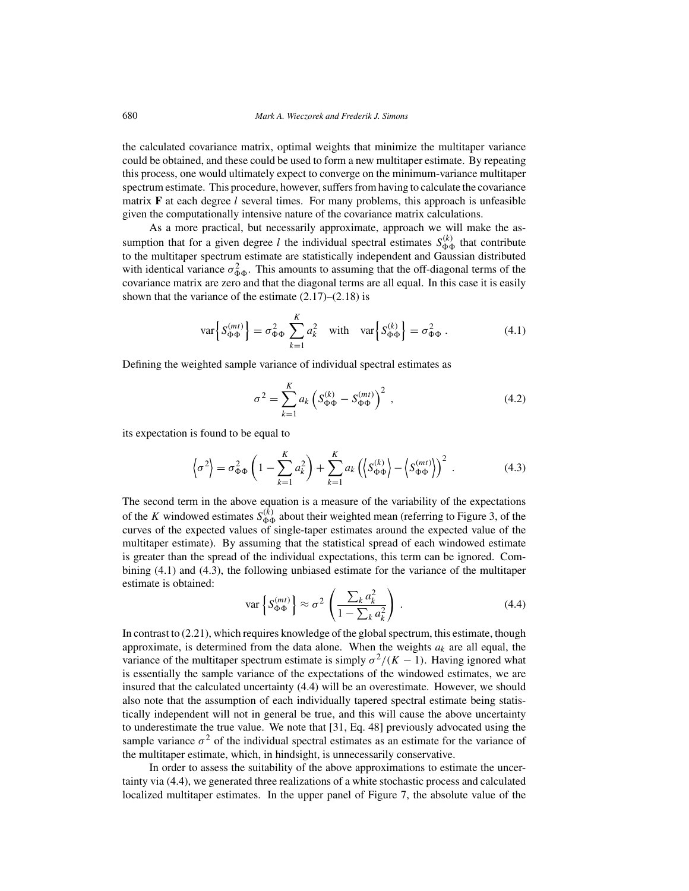the calculated covariance matrix, optimal weights that minimize the multitaper variance could be obtained, and these could be used to form a new multitaper estimate. By repeating this process, one would ultimately expect to converge on the minimum-variance multitaper spectrum estimate. This procedure, however, suffers from having to calculate the covariance matrix $\mathbf{F}$ at each degree $l$ several times. For many problems, this approach is unfeasible given the computationally intensive nature of the covariance matrix calculations.

As a more practical, but necessarily approximate, approach we will make the assumption that for a given degree $l$ the individual spectral estimates $S_{\Phi\Phi}^{(k)}$ that contribute to the multitaper spectrum estimate are statistically independent and Gaussian distributed with identical variance $\sigma_{\Phi\Phi}^2$. This amounts to assuming that the off-diagonal terms of the covariance matrix are zero and that the diagonal terms are all equal. In this case it is easily shown that the variance of the estimate (2.17)–(2.18) is

$$\operatorname{var}\left\{ S_{\Phi\Phi}^{(mt)} \right\} = \sigma_{\Phi\Phi}^2 \sum_{k=1}^{K} a_k^2 \quad \text{with} \quad \operatorname{var}\left\{ S_{\Phi\Phi}^{(k)} \right\} = \sigma_{\Phi\Phi}^2 \,. \tag{4.1}$$

Defining the weighted sample variance of individual spectral estimates as

$$\sigma^2 = \sum_{k=1}^{K} a_k \left( S_{\Phi\Phi}^{(k)} - S_{\Phi\Phi}^{(mt)} \right)^2 \,, \tag{4.2}$$

its expectation is found to be equal to

$$\left\langle \sigma^2 \right\rangle = \sigma_{\Phi\Phi}^2 \left( 1 - \sum_{k=1}^{K} a_k^2 \right) + \sum_{k=1}^{K} a_k \left( \left\langle S_{\Phi\Phi}^{(k)} \right\rangle - \left\langle S_{\Phi\Phi}^{(mt)} \right\rangle \right)^2 \,. \tag{4.3}$$

The second term in the above equation is a measure of the variability of the expectations of the $K$ windowed estimates $S_{\Phi\Phi}^{(k)}$ about their weighted mean (referring to Figure 3, of the curves of the expected values of single-taper estimates around the expected value of the multitaper estimate). By assuming that the statistical spread of each windowed estimate is greater than the spread of the individual expectations, this term can be ignored. Combining (4.1) and (4.3), the following unbiased estimate for the variance of the multitaper estimate is obtained:

$$\operatorname{var}\left\{ S_{\Phi\Phi}^{(mt)} \right\} \approx \sigma^2 \left( \frac{\sum_k a_k^2}{1 - \sum_k a_k^2} \right) \,. \tag{4.4}$$

In contrast to (2.21), which requires knowledge of the global spectrum, this estimate, though approximate, is determined from the data alone. When the weights $a_k$ are all equal, the variance of the multitaper spectrum estimate is simply $\sigma^2/(K-1)$. Having ignored what is essentially the sample variance of the expectations of the windowed estimates, we are insured that the calculated uncertainty (4.4) will be an overestimate. However, we should also note that the assumption of each individually tapered spectral estimate being statistically independent will not in general be true, and this will cause the above uncertainty to underestimate the true value. We note that [31, Eq. 48] previously advocated using the sample variance $\sigma^2$ of the individual spectral estimates as an estimate for the variance of the multitaper estimate, which, in hindsight, is unnecessarily conservative.

In order to assess the suitability of the above approximations to estimate the uncertainty via (4.4), we generated three realizations of a white stochastic process and calculated localized multitaper estimates. In the upper panel of Figure 7, the absolute value of the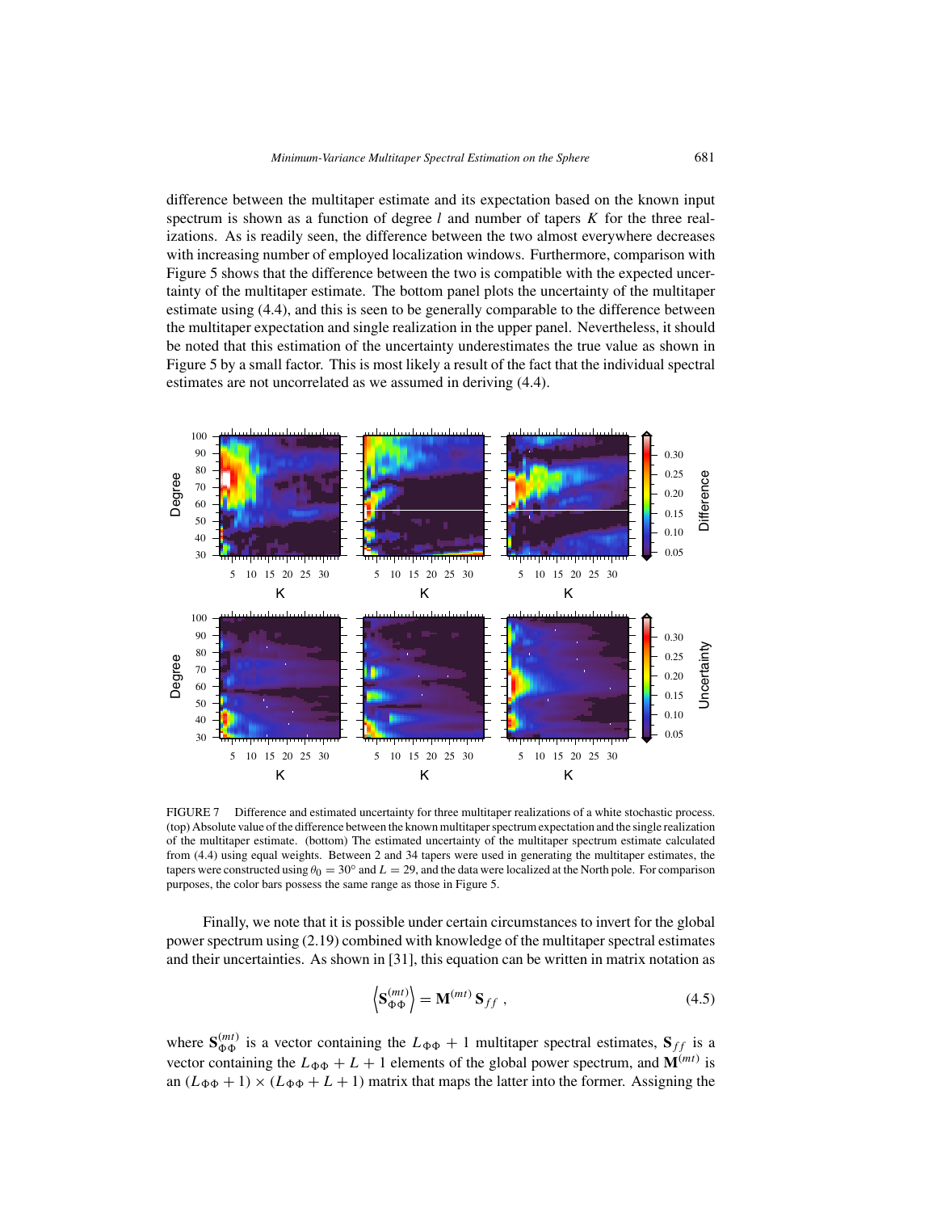difference between the multitaper estimate and its expectation based on the known input spectrum is shown as a function of degree $l$ and number of tapers $K$ for the three realizations. As is readily seen, the difference between the two almost everywhere decreases with increasing number of employed localization windows. Furthermore, comparison with Figure 5 shows that the difference between the two is compatible with the expected uncertainty of the multitaper estimate. The bottom panel plots the uncertainty of the multitaper estimate using (4.4), and this is seen to be generally comparable to the difference between the multitaper expectation and single realization in the upper panel. Nevertheless, it should be noted that this estimation of the uncertainty underestimates the true value as shown in Figure 5 by a small factor. This is most likely a result of the fact that the individual spectral estimates are not uncorrelated as we assumed in deriving (4.4).

FIGURE 7 Difference and estimated uncertainty for three multitaper realizations of a white stochastic process. (top) Absolute value of the difference between the known multitaper spectrum expectation and the single realization of the multitaper estimate. (bottom) The estimated uncertainty of the multitaper spectrum estimate calculated from (4.4) using equal weights. Between 2 and 34 tapers were used in generating the multitaper estimates, the tapers were constructed using $\theta_0 = 30°$ and $L = 29$, and the data were localized at the North pole. For comparison purposes, the color bars possess the same range as those in Figure 5.

Finally, we note that it is possible under certain circumstances to invert for the global power spectrum using (2.19) combined with knowledge of the multitaper spectral estimates and their uncertainties. As shown in [31], this equation can be written in matrix notation as

$$\left\langle \mathbf{S}_{\Phi\Phi}^{(mt)} \right\rangle = \mathbf{M}^{(mt)}\, \mathbf{S}_{ff} \;, \tag{4.5}$$

where $\mathbf{S}_{\Phi\Phi}^{(mt)}$ is a vector containing the $L_{\Phi\Phi} + 1$ multitaper spectral estimates, $\mathbf{S}_{ff}$ is a vector containing the $L_{\Phi\Phi} + L + 1$ elements of the global power spectrum, and $\mathbf{M}^{(mt)}$ is an $(L_{\Phi\Phi} + 1) \times (L_{\Phi\Phi} + L + 1)$ matrix that maps the latter into the former. Assigning the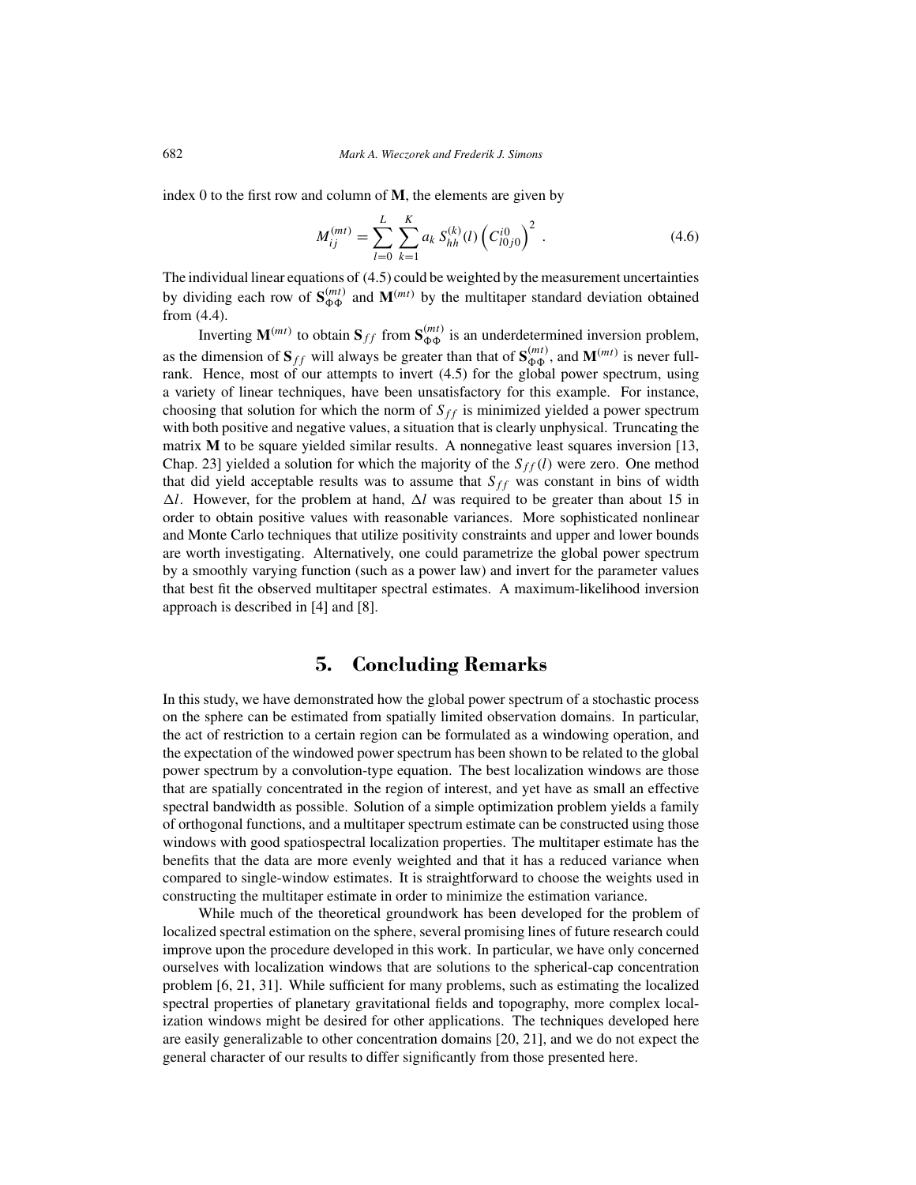index 0 to the first row and column of $\mathbf{M}$, the elements are given by

$$M_{ij}^{(mt)} = \sum_{l=0}^{L} \sum_{k=1}^{K} a_k \, S_{hh}^{(k)}(l) \left( C_{l0j0}^{i0} \right)^2 \; . \tag{4.6}$$

The individual linear equations of (4.5) could be weighted by the measurement uncertainties by dividing each row of $\mathbf{S}_{\Phi\Phi}^{(mt)}$ and $\mathbf{M}^{(mt)}$ by the multitaper standard deviation obtained from (4.4).

Inverting $\mathbf{M}^{(mt)}$ to obtain $\mathbf{S}_{ff}$ from $\mathbf{S}_{\Phi\Phi}^{(mt)}$ is an underdetermined inversion problem, as the dimension of $\mathbf{S}_{ff}$ will always be greater than that of $\mathbf{S}_{\Phi\Phi}^{(mt)}$, and $\mathbf{M}^{(mt)}$ is never full-rank. Hence, most of our attempts to invert (4.5) for the global power spectrum, using a variety of linear techniques, have been unsatisfactory for this example. For instance, choosing that solution for which the norm of $S_{ff}$ is minimized yielded a power spectrum with both positive and negative values, a situation that is clearly unphysical. Truncating the matrix $\mathbf{M}$ to be square yielded similar results. A nonnegative least squares inversion [13, Chap. 23] yielded a solution for which the majority of the $S_{ff}(l)$ were zero. One method that did yield acceptable results was to assume that $S_{ff}$ was constant in bins of width $\Delta l$. However, for the problem at hand, $\Delta l$ was required to be greater than about 15 in order to obtain positive values with reasonable variances. More sophisticated nonlinear and Monte Carlo techniques that utilize positivity constraints and upper and lower bounds are worth investigating. Alternatively, one could parametrize the global power spectrum by a smoothly varying function (such as a power law) and invert for the parameter values that best fit the observed multitaper spectral estimates. A maximum-likelihood inversion approach is described in [4] and [8].

## 5. Concluding Remarks

In this study, we have demonstrated how the global power spectrum of a stochastic process on the sphere can be estimated from spatially limited observation domains. In particular, the act of restriction to a certain region can be formulated as a windowing operation, and the expectation of the windowed power spectrum has been shown to be related to the global power spectrum by a convolution-type equation. The best localization windows are those that are spatially concentrated in the region of interest, and yet have as small an effective spectral bandwidth as possible. Solution of a simple optimization problem yields a family of orthogonal functions, and a multitaper spectrum estimate can be constructed using those windows with good spatiospectral localization properties. The multitaper estimate has the benefits that the data are more evenly weighted and that it has a reduced variance when compared to single-window estimates. It is straightforward to choose the weights used in constructing the multitaper estimate in order to minimize the estimation variance.

While much of the theoretical groundwork has been developed for the problem of localized spectral estimation on the sphere, several promising lines of future research could improve upon the procedure developed in this work. In particular, we have only concerned ourselves with localization windows that are solutions to the spherical-cap concentration problem [6, 21, 31]. While sufficient for many problems, such as estimating the localized spectral properties of planetary gravitational fields and topography, more complex localization windows might be desired for other applications. The techniques developed here are easily generalizable to other concentration domains [20, 21], and we do not expect the general character of our results to differ significantly from those presented here.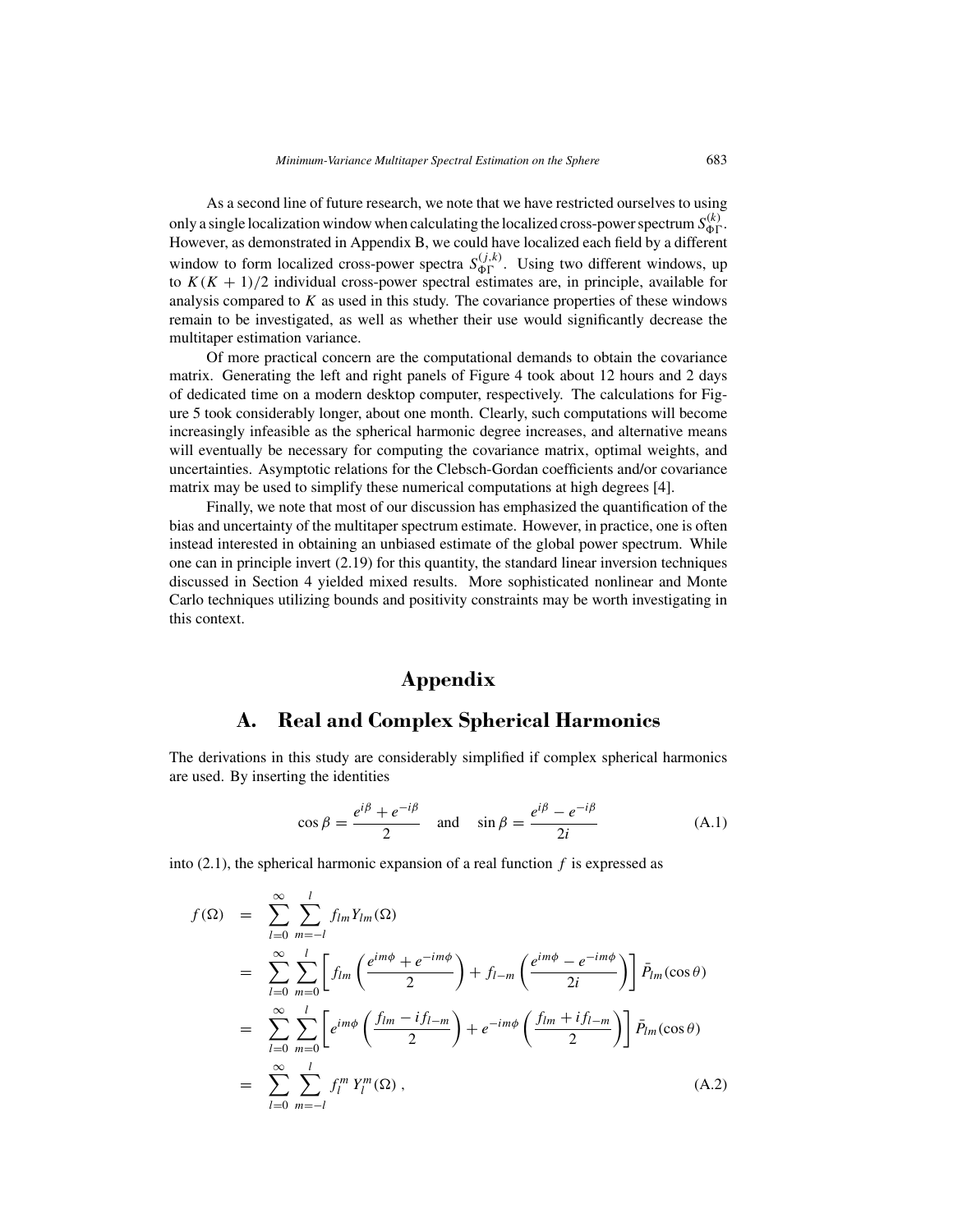As a second line of future research, we note that we have restricted ourselves to using only a single localization window when calculating the localized cross-power spectrum $S^{(k)}_{\Phi\Gamma}$. However, as demonstrated in Appendix B, we could have localized each field by a different window to form localized cross-power spectra $S^{(j,k)}_{\Phi\Gamma}$. Using two different windows, up to $K(K+1)/2$ individual cross-power spectral estimates are, in principle, available for analysis compared to $K$ as used in this study. The covariance properties of these windows remain to be investigated, as well as whether their use would significantly decrease the multitaper estimation variance.

Of more practical concern are the computational demands to obtain the covariance matrix. Generating the left and right panels of Figure 4 took about 12 hours and 2 days of dedicated time on a modern desktop computer, respectively. The calculations for Figure 5 took considerably longer, about one month. Clearly, such computations will become increasingly infeasible as the spherical harmonic degree increases, and alternative means will eventually be necessary for computing the covariance matrix, optimal weights, and uncertainties. Asymptotic relations for the Clebsch-Gordan coefficients and/or covariance matrix may be used to simplify these numerical computations at high degrees [4].

Finally, we note that most of our discussion has emphasized the quantification of the bias and uncertainty of the multitaper spectrum estimate. However, in practice, one is often instead interested in obtaining an unbiased estimate of the global power spectrum. While one can in principle invert (2.19) for this quantity, the standard linear inversion techniques discussed in Section 4 yielded mixed results. More sophisticated nonlinear and Monte Carlo techniques utilizing bounds and positivity constraints may be worth investigating in this context.

# Appendix

## A. Real and Complex Spherical Harmonics

The derivations in this study are considerably simplified if complex spherical harmonics are used. By inserting the identities

$$\cos\beta = \frac{e^{i\beta} + e^{-i\beta}}{2} \quad \text{and} \quad \sin\beta = \frac{e^{i\beta} - e^{-i\beta}}{2i} \tag{A.1}$$

into (2.1), the spherical harmonic expansion of a real function $f$ is expressed as

$$\begin{aligned}
f(\Omega) &= \sum_{l=0}^{\infty}\sum_{m=-l}^{l} f_{lm} Y_{lm}(\Omega) \\
&= \sum_{l=0}^{\infty}\sum_{m=0}^{l} \left[ f_{lm}\left(\frac{e^{im\phi} + e^{-im\phi}}{2}\right) + f_{l-m}\left(\frac{e^{im\phi} - e^{-im\phi}}{2i}\right)\right] \bar{P}_{lm}(\cos\theta) \\
&= \sum_{l=0}^{\infty}\sum_{m=0}^{l} \left[ e^{im\phi}\left(\frac{f_{lm} - i f_{l-m}}{2}\right) + e^{-im\phi}\left(\frac{f_{lm} + i f_{l-m}}{2}\right)\right] \bar{P}_{lm}(\cos\theta) \\
&= \sum_{l=0}^{\infty}\sum_{m=-l}^{l} f_l^m \, Y_l^m(\Omega)\,,
\end{aligned} \tag{A.2}$$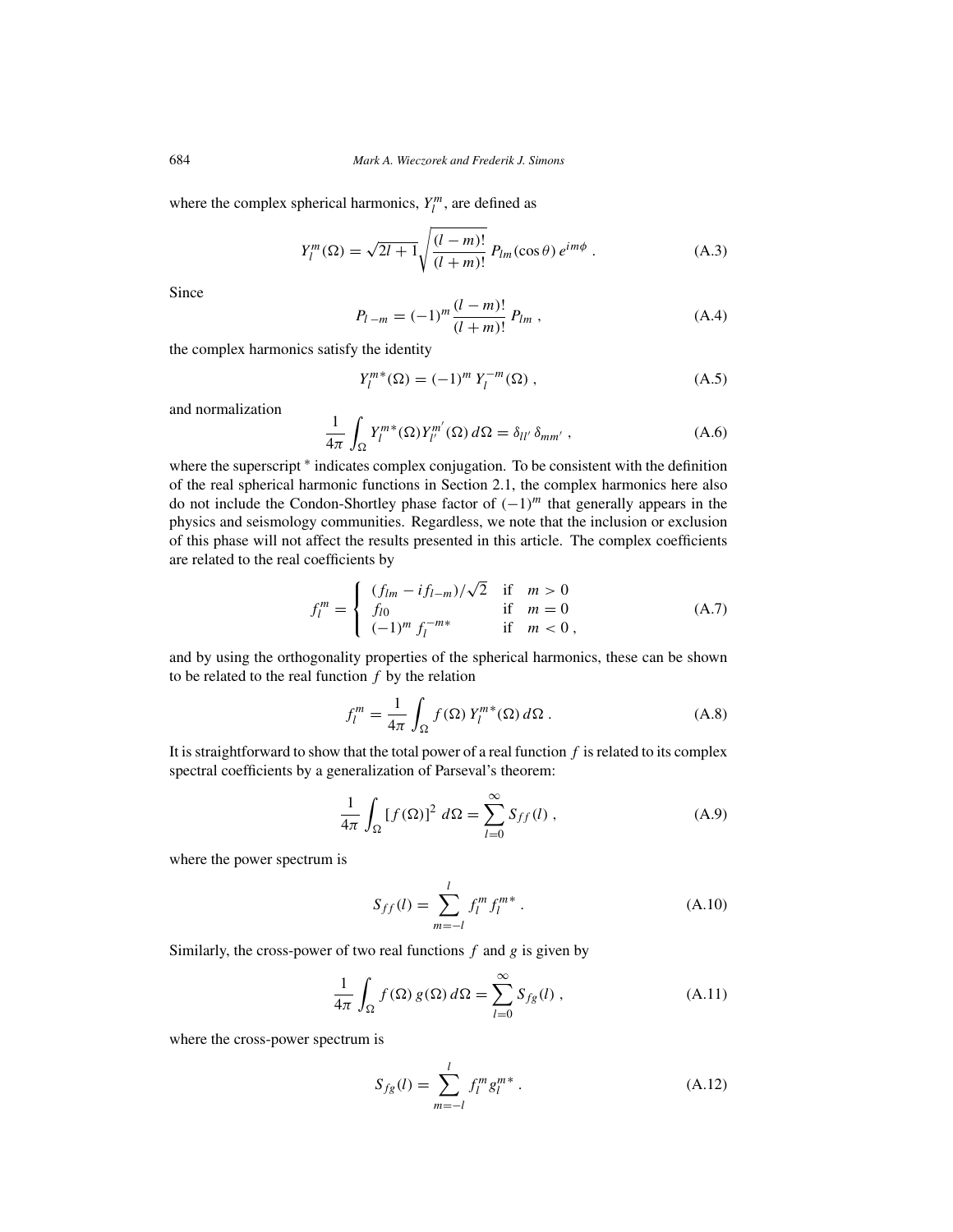where the complex spherical harmonics, $Y_l^m$, are defined as

$$Y_l^m(\Omega) = \sqrt{2l+1}\sqrt{\frac{(l-m)!}{(l+m)!}}\, P_{lm}(\cos\theta)\, e^{im\phi} \ . \tag{A.3}$$

Since

$$P_{l\,-m} = (-1)^m \frac{(l-m)!}{(l+m)!}\, P_{lm} \ , \tag{A.4}$$

the complex harmonics satisfy the identity

$$Y_l^{m*}(\Omega) = (-1)^m\, Y_l^{-m}(\Omega) \ , \tag{A.5}$$

and normalization

$$\frac{1}{4\pi}\int_\Omega Y_l^{m*}(\Omega) Y_{l'}^{m'}(\Omega)\, d\Omega = \delta_{ll'}\,\delta_{mm'} \ , \tag{A.6}$$

where the superscript $^*$ indicates complex conjugation. To be consistent with the definition of the real spherical harmonic functions in Section 2.1, the complex harmonics here also do not include the Condon-Shortley phase factor of $(-1)^m$ that generally appears in the physics and seismology communities. Regardless, we note that the inclusion or exclusion of this phase will not affect the results presented in this article. The complex coefficients are related to the real coefficients by

$$f_l^m = \begin{cases} (f_{lm} - i f_{l-m})/\sqrt{2} & \text{if} \quad m > 0 \\ f_{l0} & \text{if} \quad m = 0 \\ (-1)^m\, f_l^{-m*} & \text{if} \quad m < 0 \ , \end{cases} \tag{A.7}$$

and by using the orthogonality properties of the spherical harmonics, these can be shown to be related to the real function $f$ by the relation

$$f_l^m = \frac{1}{4\pi}\int_\Omega f(\Omega)\, Y_l^{m*}(\Omega)\, d\Omega \ . \tag{A.8}$$

It is straightforward to show that the total power of a real function $f$ is related to its complex spectral coefficients by a generalization of Parseval's theorem:

$$\frac{1}{4\pi}\int_\Omega [f(\Omega)]^2\, d\Omega = \sum_{l=0}^{\infty} S_{ff}(l) \ , \tag{A.9}$$

where the power spectrum is

$$S_{ff}(l) = \sum_{m=-l}^{l} f_l^m f_l^{m*} \ . \tag{A.10}$$

Similarly, the cross-power of two real functions $f$ and $g$ is given by

$$\frac{1}{4\pi}\int_\Omega f(\Omega)\, g(\Omega)\, d\Omega = \sum_{l=0}^{\infty} S_{fg}(l) \ , \tag{A.11}$$

where the cross-power spectrum is

$$S_{fg}(l) = \sum_{m=-l}^{l} f_l^m g_l^{m*} \ . \tag{A.12}$$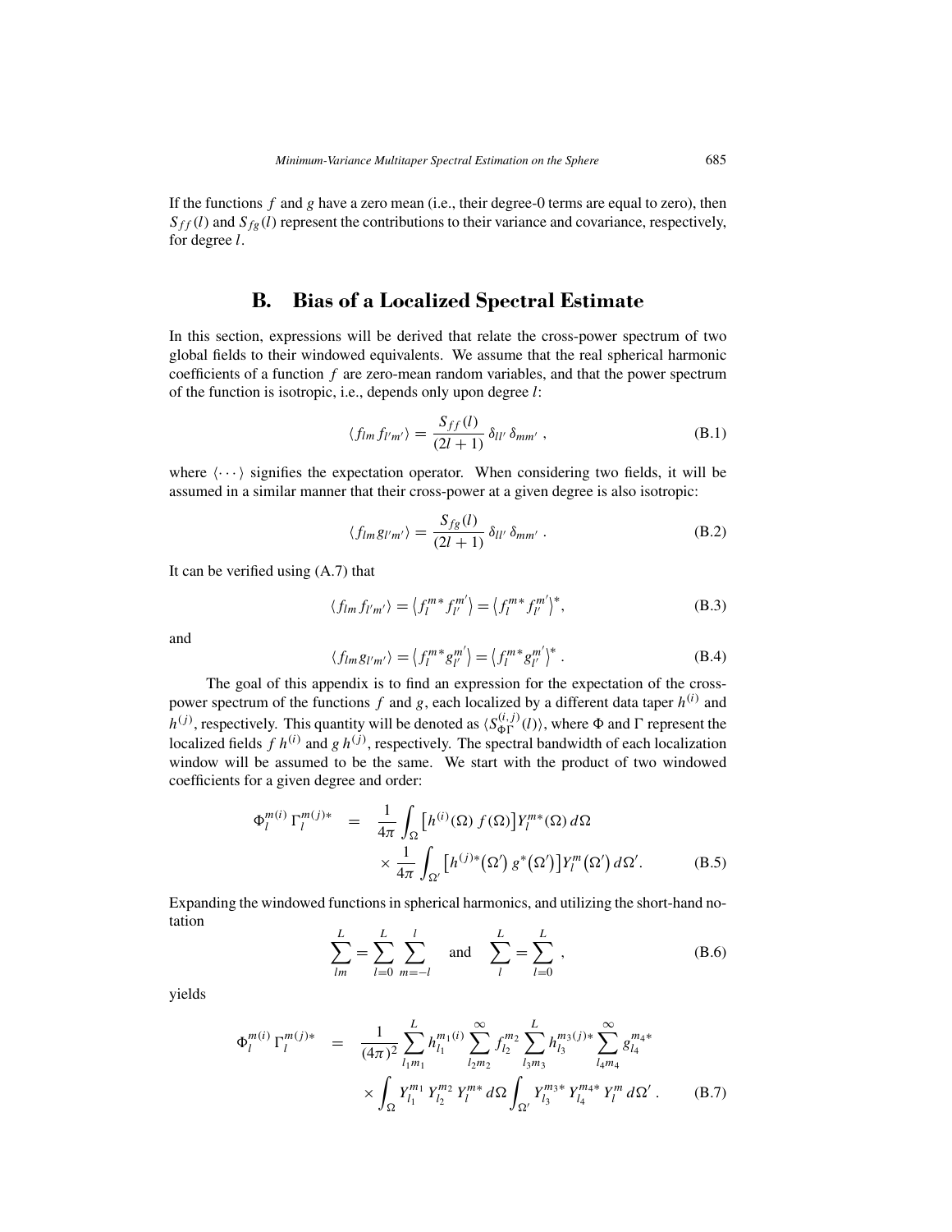If the functions $f$ and $g$ have a zero mean (i.e., their degree-0 terms are equal to zero), then $S_{ff}(l)$ and $S_{fg}(l)$ represent the contributions to their variance and covariance, respectively, for degree $l$.

## B. Bias of a Localized Spectral Estimate

In this section, expressions will be derived that relate the cross-power spectrum of two global fields to their windowed equivalents. We assume that the real spherical harmonic coefficients of a function $f$ are zero-mean random variables, and that the power spectrum of the function is isotropic, i.e., depends only upon degree $l$:

$$\langle f_{lm} f_{l'm'} \rangle = \frac{S_{ff}(l)}{(2l+1)} \delta_{ll'} \delta_{mm'} , \tag{B.1}$$

where $\langle \cdots \rangle$ signifies the expectation operator. When considering two fields, it will be assumed in a similar manner that their cross-power at a given degree is also isotropic:

$$\langle f_{lm} g_{l'm'} \rangle = \frac{S_{fg}(l)}{(2l+1)} \delta_{ll'} \delta_{mm'} . \tag{B.2}$$

It can be verified using (A.7) that

$$\langle f_{lm} f_{l'm'} \rangle = \left\langle f_l^{m*} f_{l'}^{m'} \right\rangle = \left\langle f_l^{m*} f_{l'}^{m'} \right\rangle^*, \tag{B.3}$$

and

$$\langle f_{lm} g_{l'm'} \rangle = \left\langle f_l^{m*} g_{l'}^{m'} \right\rangle = \left\langle f_l^{m*} g_{l'}^{m'} \right\rangle^* . \tag{B.4}$$

The goal of this appendix is to find an expression for the expectation of the cross-power spectrum of the functions $f$ and $g$, each localized by a different data taper $h^{(i)}$ and $h^{(j)}$, respectively. This quantity will be denoted as $\langle S_{\Phi\Gamma}^{(i,j)}(l) \rangle$, where $\Phi$ and $\Gamma$ represent the localized fields $f\,h^{(i)}$ and $g\,h^{(j)}$, respectively. The spectral bandwidth of each localization window will be assumed to be the same. We start with the product of two windowed coefficients for a given degree and order:

$$\begin{aligned}
\Phi_l^{m(i)} \, \Gamma_l^{m(j)*} \quad = \quad & \frac{1}{4\pi} \int_\Omega \left[ h^{(i)}(\Omega) \, f(\Omega) \right] Y_l^{m*}(\Omega) \, d\Omega \\
& \times \frac{1}{4\pi} \int_{\Omega'} \left[ h^{(j)*}\left(\Omega'\right) g^*\left(\Omega'\right) \right] Y_l^m\left(\Omega'\right) d\Omega'.
\end{aligned} \tag{B.5}$$

Expanding the windowed functions in spherical harmonics, and utilizing the short-hand notation

$$\sum_{lm}^{L} = \sum_{l=0}^{L} \sum_{m=-l}^{l} \quad \text{and} \quad \sum_{l}^{L} = \sum_{l=0}^{L} , \tag{B.6}$$

yields

$$\begin{aligned}
\Phi_l^{m(i)} \, \Gamma_l^{m(j)*} \quad = \quad & \frac{1}{(4\pi)^2} \sum_{l_1 m_1}^{L} h_{l_1}^{m_1 (i)} \sum_{l_2 m_2}^{\infty} f_{l_2}^{m_2} \sum_{l_3 m_3}^{L} h_{l_3}^{m_3 (j)*} \sum_{l_4 m_4}^{\infty} g_{l_4}^{m_4 *} \\
& \times \int_\Omega Y_{l_1}^{m_1} \, Y_{l_2}^{m_2} \, Y_l^{m*} \, d\Omega \int_{\Omega'} Y_{l_3}^{m_3 *} \, Y_{l_4}^{m_4 *} \, Y_l^m \, d\Omega' .
\end{aligned} \tag{B.7}$$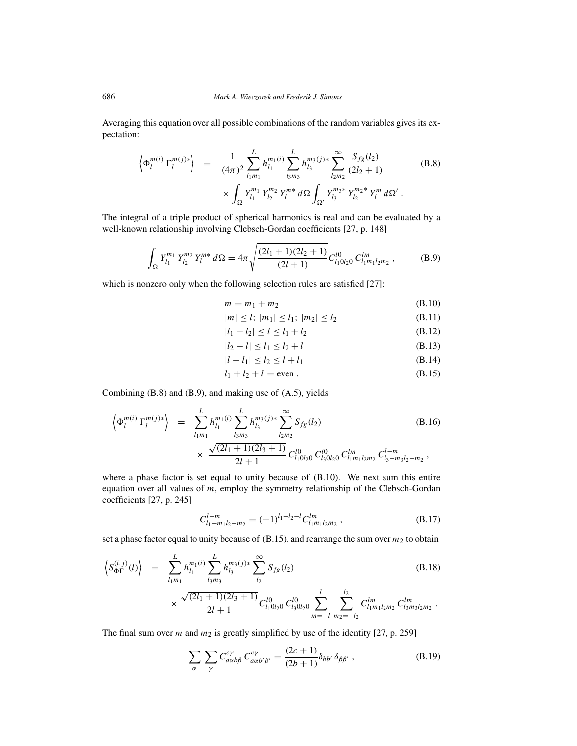Averaging this equation over all possible combinations of the random variables gives its expectation:

$$
\begin{aligned}
\left\langle \Phi_l^{m(i)} \, \Gamma_l^{m(j)*} \right\rangle \;=\; & \frac{1}{(4\pi)^2} \sum_{l_1 m_1}^{L} h_{l_1}^{m_1(i)} \sum_{l_3 m_3}^{L} h_{l_3}^{m_3(j)*} \sum_{l_2 m_2}^{\infty} \frac{S_{fg}(l_2)}{(2l_2+1)} \\
& \times \int_{\Omega} Y_{l_1}^{m_1} \, Y_{l_2}^{m_2} \, Y_l^{m*} \, d\Omega \int_{\Omega'} Y_{l_3}^{m_3 *} \, Y_{l_2}^{m_2 *} \, Y_l^{m} \, d\Omega' \, .
\end{aligned}
\tag{B.8}
$$

The integral of a triple product of spherical harmonics is real and can be evaluated by a well-known relationship involving Clebsch-Gordan coefficients [27, p. 148]

$$
\int_{\Omega} Y_{l_1}^{m_1} \, Y_{l_2}^{m_2} \, Y_l^{m*} \, d\Omega = 4\pi \sqrt{\frac{(2l_1+1)(2l_2+1)}{(2l+1)}} C_{l_1 0 l_2 0}^{l0} \, C_{l_1 m_1 l_2 m_2}^{lm} \, , \tag{B.9}
$$

which is nonzero only when the following selection rules are satisfied [27]:

$$
m = m_1 + m_2 \tag{B.10}
$$

$$
|m| \le l; \; |m_1| \le l_1; \; |m_2| \le l_2 \tag{B.11}
$$

$$
|l_1 - l_2| \le l \le l_1 + l_2 \tag{B.12}
$$

$$
|l_2 - l| \le l_1 \le l_2 + l \tag{B.13}
$$

$$
|l - l_1| \le l_2 \le l + l_1 \tag{B.14}
$$

$$
l_1 + l_2 + l = \text{even} \, . \tag{B.15}
$$

Combining (B.8) and (B.9), and making use of (A.5), yields

$$
\begin{aligned}
\left\langle \Phi_l^{m(i)} \, \Gamma_l^{m(j)*} \right\rangle \;=\; & \sum_{l_1 m_1}^{L} h_{l_1}^{m_1(i)} \sum_{l_3 m_3}^{L} h_{l_3}^{m_3(j)*} \sum_{l_2 m_2}^{\infty} S_{fg}(l_2) \\
& \times \; \frac{\sqrt{(2l_1+1)(2l_3+1)}}{2l+1} \, C_{l_1 0 l_2 0}^{l0} \, C_{l_3 0 l_2 0}^{l0} \, C_{l_1 m_1 l_2 m_2}^{lm} \, C_{l_3 -m_3 l_2 -m_2}^{l -m} \, ,
\end{aligned}
\tag{B.16}
$$

where a phase factor is set equal to unity because of (B.10). We next sum this entire equation over all values of $m$, employ the symmetry relationship of the Clebsch-Gordan coefficients [27, p. 245]

$$
C_{l_1 -m_1 l_2 -m_2}^{l -m} = (-1)^{l_1 + l_2 - l} C_{l_1 m_1 l_2 m_2}^{lm} \, , \tag{B.17}
$$

set a phase factor equal to unity because of (B.15), and rearrange the sum over $m_2$ to obtain

$$
\begin{aligned}
\left\langle S_{\Phi\Gamma}^{(i,j)}(l) \right\rangle \;=\; & \sum_{l_1 m_1}^{L} h_{l_1}^{m_1(i)} \sum_{l_3 m_3}^{L} h_{l_3}^{m_3(j)*} \sum_{l_2}^{\infty} S_{fg}(l_2) \\
& \times \frac{\sqrt{(2l_1+1)(2l_3+1)}}{2l+1} C_{l_1 0 l_2 0}^{l0} \, C_{l_3 0 l_2 0}^{l0} \sum_{m=-l}^{l} \sum_{m_2=-l_2}^{l_2} C_{l_1 m_1 l_2 m_2}^{lm} \, C_{l_3 m_3 l_2 m_2}^{lm} \, .
\end{aligned}
\tag{B.18}
$$

The final sum over $m$ and $m_2$ is greatly simplified by use of the identity [27, p. 259]

$$
\sum_{\alpha} \sum_{\gamma} C_{a\alpha b\beta}^{c\gamma} \, C_{a\alpha b'\beta'}^{c\gamma} = \frac{(2c+1)}{(2b+1)} \delta_{bb'} \, \delta_{\beta\beta'} \, , \tag{B.19}
$$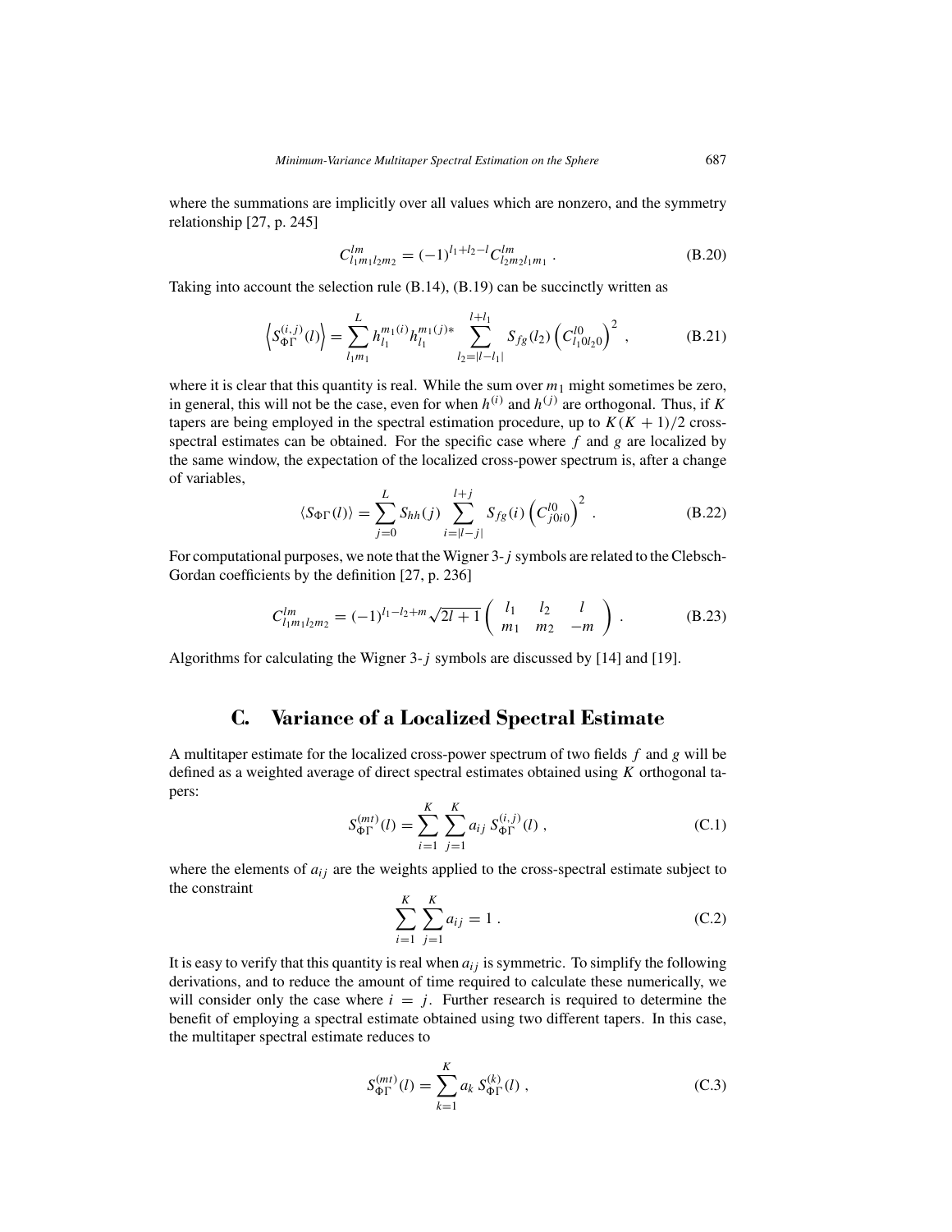where the summations are implicitly over all values which are nonzero, and the symmetry relationship [27, p. 245]

$$C^{lm}_{l_1 m_1 l_2 m_2} = (-1)^{l_1 + l_2 - l} C^{lm}_{l_2 m_2 l_1 m_1} \, . \tag{B.20}$$

Taking into account the selection rule (B.14), (B.19) can be succinctly written as

$$\left\langle S^{(i,j)}_{\Phi\Gamma}(l) \right\rangle = \sum_{l_1 m_1}^{L} h^{m_1(i)}_{l_1} h^{m_1(j)*}_{l_1} \sum_{l_2 = |l - l_1|}^{l + l_1} S_{fg}(l_2) \left( C^{l0}_{l_1 0 l_2 0} \right)^2 \, , \tag{B.21}$$

where it is clear that this quantity is real. While the sum over $m_1$ might sometimes be zero, in general, this will not be the case, even for when $h^{(i)}$ and $h^{(j)}$ are orthogonal. Thus, if $K$ tapers are being employed in the spectral estimation procedure, up to $K(K+1)/2$ cross-spectral estimates can be obtained. For the specific case where $f$ and $g$ are localized by the same window, the expectation of the localized cross-power spectrum is, after a change of variables,

$$\langle S_{\Phi\Gamma}(l) \rangle = \sum_{j=0}^{L} S_{hh}(j) \sum_{i=|l-j|}^{l+j} S_{fg}(i) \left( C^{l0}_{j0i0} \right)^2 \, . \tag{B.22}$$

For computational purposes, we note that the Wigner 3-$j$ symbols are related to the Clebsch-Gordan coefficients by the definition [27, p. 236]

$$C^{lm}_{l_1 m_1 l_2 m_2} = (-1)^{l_1 - l_2 + m} \sqrt{2l+1} \begin{pmatrix} l_1 & l_2 & l \\ m_1 & m_2 & -m \end{pmatrix} \, . \tag{B.23}$$

Algorithms for calculating the Wigner 3-$j$ symbols are discussed by [14] and [19].

## C. Variance of a Localized Spectral Estimate

A multitaper estimate for the localized cross-power spectrum of two fields $f$ and $g$ will be defined as a weighted average of direct spectral estimates obtained using $K$ orthogonal tapers:

$$S^{(mt)}_{\Phi\Gamma}(l) = \sum_{i=1}^{K} \sum_{j=1}^{K} a_{ij} \, S^{(i,j)}_{\Phi\Gamma}(l) \, , \tag{C.1}$$

where the elements of $a_{ij}$ are the weights applied to the cross-spectral estimate subject to the constraint

$$\sum_{i=1}^{K} \sum_{j=1}^{K} a_{ij} = 1 \, . \tag{C.2}$$

It is easy to verify that this quantity is real when $a_{ij}$ is symmetric. To simplify the following derivations, and to reduce the amount of time required to calculate these numerically, we will consider only the case where $i = j$. Further research is required to determine the benefit of employing a spectral estimate obtained using two different tapers. In this case, the multitaper spectral estimate reduces to

$$S^{(mt)}_{\Phi\Gamma}(l) = \sum_{k=1}^{K} a_k \, S^{(k)}_{\Phi\Gamma}(l) \, , \tag{C.3}$$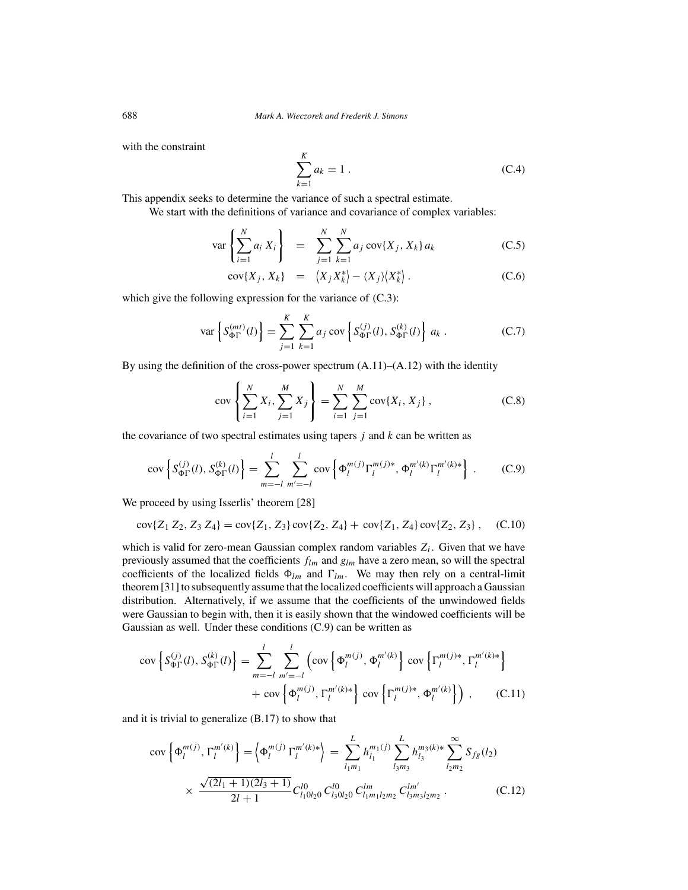with the constraint

$$\sum_{k=1}^{K} a_k = 1 \,. \tag{C.4}$$

This appendix seeks to determine the variance of such a spectral estimate.

We start with the definitions of variance and covariance of complex variables:

$$\begin{aligned} \operatorname{var}\left\{\sum_{i=1}^{N} a_i\, X_i\right\} &= \sum_{j=1}^{N}\sum_{k=1}^{N} a_j \operatorname{cov}\{X_j, X_k\}\, a_k \qquad &(\text{C.5})\\ \operatorname{cov}\{X_j, X_k\} &= \left\langle X_j X_k^*\right\rangle - \langle X_j\rangle\left\langle X_k^*\right\rangle . &(\text{C.6}) \end{aligned}$$

which give the following expression for the variance of (C.3):

$$\operatorname{var}\left\{S_{\Phi\Gamma}^{(mt)}(l)\right\} = \sum_{j=1}^{K}\sum_{k=1}^{K} a_j \operatorname{cov}\left\{S_{\Phi\Gamma}^{(j)}(l), S_{\Phi\Gamma}^{(k)}(l)\right\}\, a_k \,. \tag{C.7}$$

By using the definition of the cross-power spectrum (A.11)–(A.12) with the identity

$$\operatorname{cov}\left\{\sum_{i=1}^{N} X_i, \sum_{j=1}^{M} X_j\right\} = \sum_{i=1}^{N}\sum_{j=1}^{M} \operatorname{cov}\{X_i, X_j\}\,, \tag{C.8}$$

the covariance of two spectral estimates using tapers $j$ and $k$ can be written as

$$\operatorname{cov}\left\{S_{\Phi\Gamma}^{(j)}(l), S_{\Phi\Gamma}^{(k)}(l)\right\} = \sum_{m=-l}^{l}\sum_{m'=-l}^{l} \operatorname{cov}\left\{\Phi_l^{m(j)}\Gamma_l^{m(j)*}, \Phi_l^{m'(k)}\Gamma_l^{m'(k)*}\right\} \,. \tag{C.9}$$

We proceed by using Isserlis' theorem [28]

$$\operatorname{cov}\{Z_1\, Z_2, Z_3\, Z_4\} = \operatorname{cov}\{Z_1, Z_3\}\operatorname{cov}\{Z_2, Z_4\} + \operatorname{cov}\{Z_1, Z_4\}\operatorname{cov}\{Z_2, Z_3\}\,, \tag{C.10}$$

which is valid for zero-mean Gaussian complex random variables $Z_i$. Given that we have previously assumed that the coefficients $f_{lm}$ and $g_{lm}$ have a zero mean, so will the spectral coefficients of the localized fields $\Phi_{lm}$ and $\Gamma_{lm}$. We may then rely on a central-limit theorem [31] to subsequently assume that the localized coefficients will approach a Gaussian distribution. Alternatively, if we assume that the coefficients of the unwindowed fields were Gaussian to begin with, then it is easily shown that the windowed coefficients will be Gaussian as well. Under these conditions (C.9) can be written as

$$\begin{aligned} \operatorname{cov}\left\{S_{\Phi\Gamma}^{(j)}(l), S_{\Phi\Gamma}^{(k)}(l)\right\} = \sum_{m=-l}^{l}\sum_{m'=-l}^{l} \Big(&\operatorname{cov}\left\{\Phi_l^{m(j)}, \Phi_l^{m'(k)}\right\}\operatorname{cov}\left\{\Gamma_l^{m(j)*}, \Gamma_l^{m'(k)*}\right\} \\ &+ \operatorname{cov}\left\{\Phi_l^{m(j)}, \Gamma_l^{m'(k)*}\right\}\operatorname{cov}\left\{\Gamma_l^{m(j)*}, \Phi_l^{m'(k)}\right\}\Big)\,, \end{aligned} \tag{C.11}$$

and it is trivial to generalize (B.17) to show that

$$\begin{aligned} \operatorname{cov}\left\{\Phi_l^{m(j)}, \Gamma_l^{m'(k)}\right\} = \left\langle \Phi_l^{m(j)}\,\Gamma_l^{m'(k)*}\right\rangle &= \sum_{l_1 m_1}^{L} h_{l_1}^{m_1(j)} \sum_{l_3 m_3}^{L} h_{l_3}^{m_3(k)*} \sum_{l_2 m_2}^{\infty} S_{fg}(l_2) \\ &\times \frac{\sqrt{(2l_1+1)(2l_3+1)}}{2l+1} C_{l_1 0 l_2 0}^{l0}\, C_{l_3 0 l_2 0}^{l0}\, C_{l_1 m_1 l_2 m_2}^{lm}\, C_{l_3 m_3 l_2 m_2}^{lm'} \,. \end{aligned} \tag{C.12}$$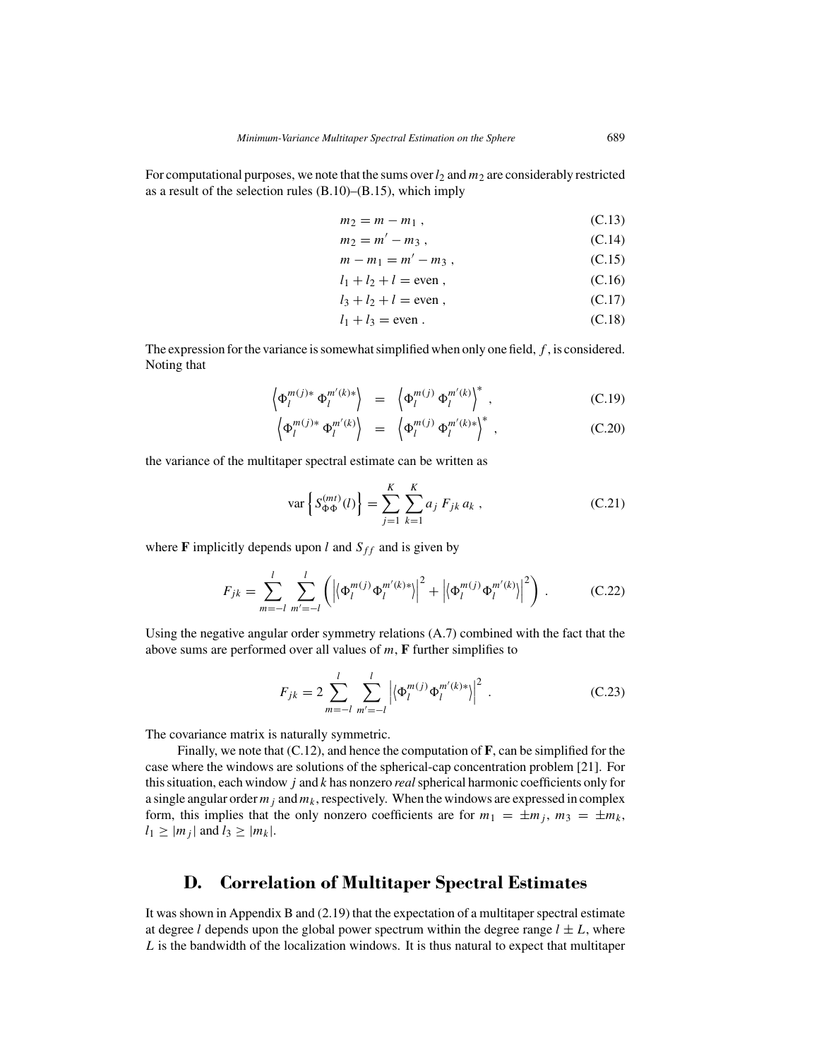For computational purposes, we note that the sums over $l_2$ and $m_2$ are considerably restricted as a result of the selection rules (B.10)–(B.15), which imply

$$m_2 = m - m_1 \,, \tag{C.13}$$

$$m_2 = m' - m_3 \,, \tag{C.14}$$

$$m - m_1 = m' - m_3 \,, \tag{C.15}$$

$$l_1 + l_2 + l = \text{even} \,, \tag{C.16}$$

$$l_3 + l_2 + l = \text{even} \,, \tag{C.17}$$

$$l_1 + l_3 = \text{even} \,. \tag{C.18}$$

The expression for the variance is somewhat simplified when only one field, $f$, is considered. Noting that

$$\left\langle \Phi_l^{m(j)*} \, \Phi_l^{m'(k)*} \right\rangle \;=\; \left\langle \Phi_l^{m(j)} \, \Phi_l^{m'(k)} \right\rangle^* \,, \tag{C.19}$$

$$\left\langle \Phi_l^{m(j)*} \, \Phi_l^{m'(k)} \right\rangle \;=\; \left\langle \Phi_l^{m(j)} \, \Phi_l^{m'(k)*} \right\rangle^* \,, \tag{C.20}$$

the variance of the multitaper spectral estimate can be written as

$$\operatorname{var}\left\{ S_{\Phi\Phi}^{(mt)}(l) \right\} = \sum_{j=1}^{K} \sum_{k=1}^{K} a_j \, F_{jk} \, a_k \,, \tag{C.21}$$

where $\mathbf{F}$ implicitly depends upon $l$ and $S_{ff}$ and is given by

$$F_{jk} = \sum_{m=-l}^{l} \sum_{m'=-l}^{l} \left( \left| \left\langle \Phi_l^{m(j)} \Phi_l^{m'(k)*} \right\rangle \right|^2 + \left| \left\langle \Phi_l^{m(j)} \Phi_l^{m'(k)} \right\rangle \right|^2 \right) \,. \tag{C.22}$$

Using the negative angular order symmetry relations (A.7) combined with the fact that the above sums are performed over all values of $m$, $\mathbf{F}$ further simplifies to

$$F_{jk} = 2 \sum_{m=-l}^{l} \sum_{m'=-l}^{l} \left| \left\langle \Phi_l^{m(j)} \Phi_l^{m'(k)*} \right\rangle \right|^2 \,. \tag{C.23}$$

The covariance matrix is naturally symmetric.

Finally, we note that (C.12), and hence the computation of $\mathbf{F}$, can be simplified for the case where the windows are solutions of the spherical-cap concentration problem [21]. For this situation, each window $j$ and $k$ has nonzero *real* spherical harmonic coefficients only for a single angular order $m_j$ and $m_k$, respectively. When the windows are expressed in complex form, this implies that the only nonzero coefficients are for $m_1 = \pm m_j$, $m_3 = \pm m_k$, $l_1 \geq |m_j|$ and $l_3 \geq |m_k|$.

## D. Correlation of Multitaper Spectral Estimates

It was shown in Appendix B and (2.19) that the expectation of a multitaper spectral estimate at degree $l$ depends upon the global power spectrum within the degree range $l \pm L$, where $L$ is the bandwidth of the localization windows. It is thus natural to expect that multitaper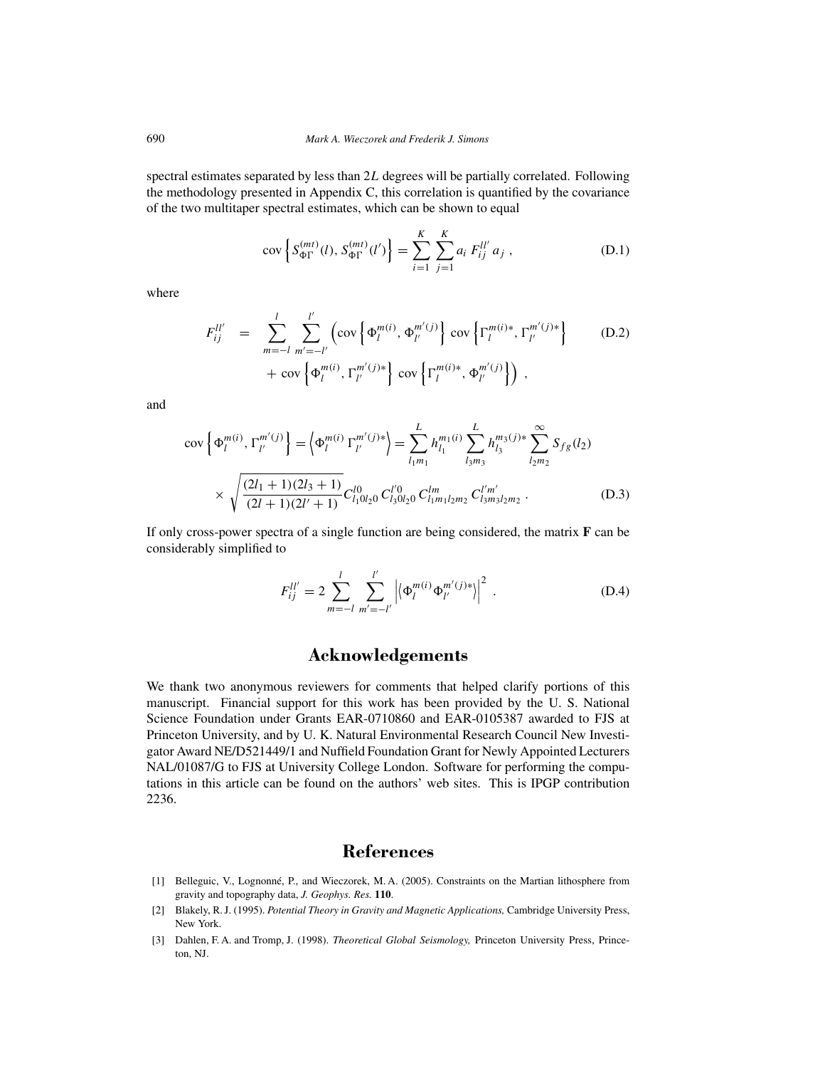spectral estimates separated by less than $2L$ degrees will be partially correlated. Following the methodology presented in Appendix C, this correlation is quantified by the covariance of the two multitaper spectral estimates, which can be shown to equal

$$\operatorname{cov}\left\{S_{\Phi\Gamma}^{(mt)}(l), S_{\Phi\Gamma}^{(mt)}(l')\right\} = \sum_{i=1}^{K} \sum_{j=1}^{K} a_i \, F_{ij}^{ll'} \, a_j \, , \tag{D.1}$$

where

$$\begin{aligned} F_{ij}^{ll'} \quad = \quad & \sum_{m=-l}^{l} \sum_{m'=-l'}^{l'} \Big( \operatorname{cov}\left\{\Phi_l^{m(i)}, \Phi_{l'}^{m'(j)}\right\} \operatorname{cov}\left\{\Gamma_l^{m(i)*}, \Gamma_{l'}^{m'(j)*}\right\} \\ & + \operatorname{cov}\left\{\Phi_l^{m(i)}, \Gamma_{l'}^{m'(j)*}\right\} \operatorname{cov}\left\{\Gamma_l^{m(i)*}, \Phi_{l'}^{m'(j)}\right\} \Big) \, , \end{aligned} \tag{D.2}$$

and

$$\begin{aligned} \operatorname{cov}\left\{\Phi_l^{m(i)}, \Gamma_{l'}^{m'(j)}\right\} = \left\langle \Phi_l^{m(i)} \, \Gamma_{l'}^{m'(j)*} \right\rangle = \sum_{l_1 m_1}^{L} h_{l_1}^{m_1(i)} \sum_{l_3 m_3}^{L} h_{l_3}^{m_3(j)*} \sum_{l_2 m_2}^{\infty} S_{fg}(l_2) \\ \times \sqrt{\frac{(2l_1+1)(2l_3+1)}{(2l+1)(2l'+1)}} C_{l_1 0 l_2 0}^{l0} \, C_{l_3 0 l_2 0}^{l' 0} \, C_{l_1 m_1 l_2 m_2}^{lm} \, C_{l_3 m_3 l_2 m_2}^{l' m'} \, . \end{aligned} \tag{D.3}$$

If only cross-power spectra of a single function are being considered, the matrix $\mathbf{F}$ can be considerably simplified to

$$F_{ij}^{ll'} = 2 \sum_{m=-l}^{l} \sum_{m'=-l'}^{l'} \left| \left\langle \Phi_l^{m(i)} \Phi_{l'}^{m'(j)*} \right\rangle \right|^2 \, . \tag{D.4}$$

## Acknowledgements

We thank two anonymous reviewers for comments that helped clarify portions of this manuscript. Financial support for this work has been provided by the U. S. National Science Foundation under Grants EAR-0710860 and EAR-0105387 awarded to FJS at Princeton University, and by U. K. Natural Environmental Research Council New Investigator Award NE/D521449/1 and Nuffield Foundation Grant for Newly Appointed Lecturers NAL/01087/G to FJS at University College London. Software for performing the computations in this article can be found on the authors' web sites. This is IPGP contribution 2236.

## References

[1] Belleguic, V., Lognonné, P., and Wieczorek, M. A. (2005). Constraints on the Martian lithosphere from gravity and topography data, *J. Geophys. Res.* **110**.

[2] Blakely, R. J. (1995). *Potential Theory in Gravity and Magnetic Applications,* Cambridge University Press, New York.

[3] Dahlen, F. A. and Tromp, J. (1998). *Theoretical Global Seismology,* Princeton University Press, Princeton, NJ.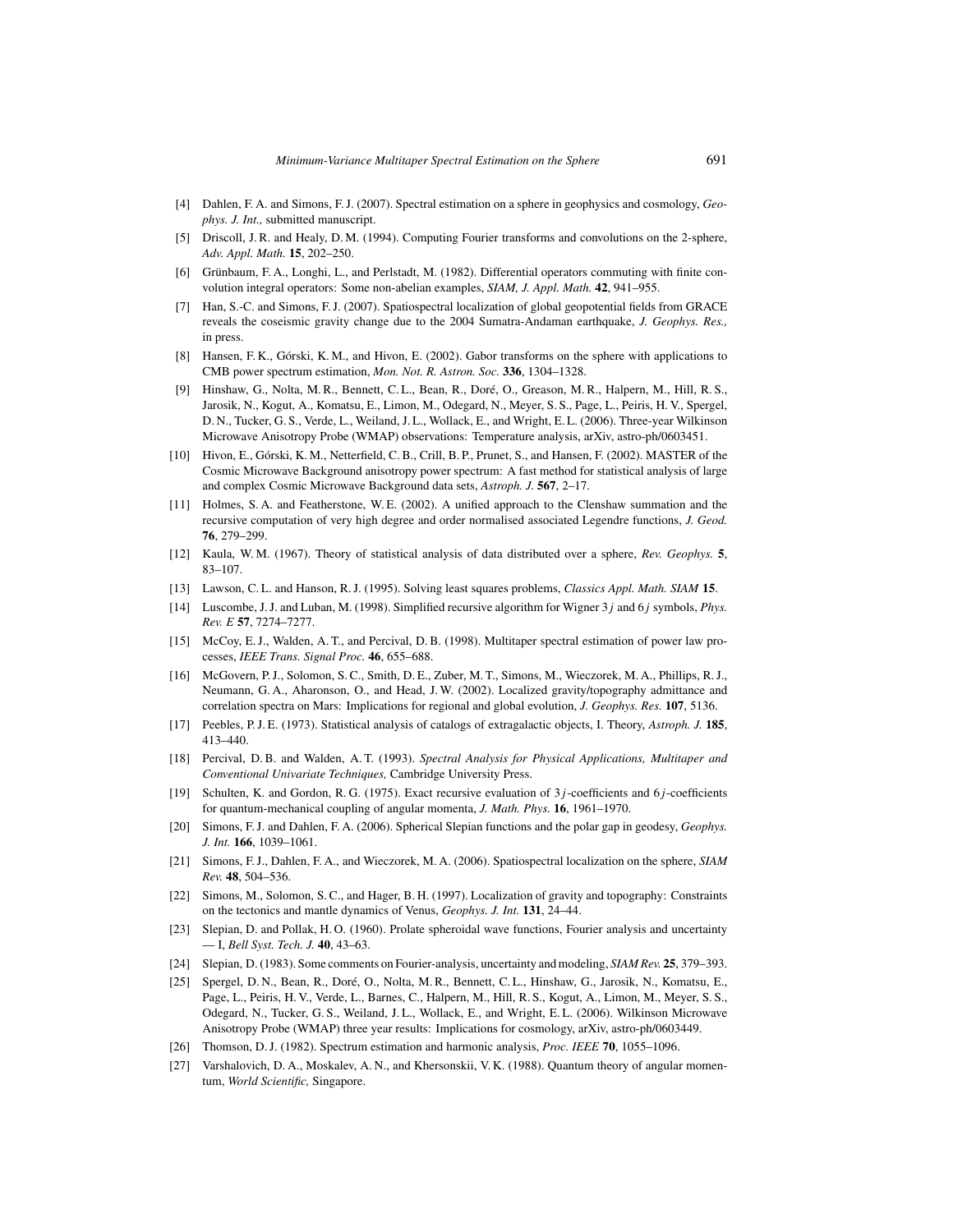[4] Dahlen, F. A. and Simons, F. J. (2007). Spectral estimation on a sphere in geophysics and cosmology, *Geophys. J. Int.,* submitted manuscript.

[5] Driscoll, J. R. and Healy, D. M. (1994). Computing Fourier transforms and convolutions on the 2-sphere, *Adv. Appl. Math.* **15**, 202–250.

[6] Grünbaum, F. A., Longhi, L., and Perlstadt, M. (1982). Differential operators commuting with finite convolution integral operators: Some non-abelian examples, *SIAM, J. Appl. Math.* **42**, 941–955.

[7] Han, S.-C. and Simons, F. J. (2007). Spatiospectral localization of global geopotential fields from GRACE reveals the coseismic gravity change due to the 2004 Sumatra-Andaman earthquake, *J. Geophys. Res.,* in press.

[8] Hansen, F. K., Górski, K. M., and Hivon, E. (2002). Gabor transforms on the sphere with applications to CMB power spectrum estimation, *Mon. Not. R. Astron. Soc.* **336**, 1304–1328.

[9] Hinshaw, G., Nolta, M. R., Bennett, C. L., Bean, R., Doré, O., Greason, M. R., Halpern, M., Hill, R. S., Jarosik, N., Kogut, A., Komatsu, E., Limon, M., Odegard, N., Meyer, S. S., Page, L., Peiris, H. V., Spergel, D. N., Tucker, G. S., Verde, L., Weiland, J. L., Wollack, E., and Wright, E. L. (2006). Three-year Wilkinson Microwave Anisotropy Probe (WMAP) observations: Temperature analysis, arXiv, astro-ph/0603451.

[10] Hivon, E., Górski, K. M., Netterfield, C. B., Crill, B. P., Prunet, S., and Hansen, F. (2002). MASTER of the Cosmic Microwave Background anisotropy power spectrum: A fast method for statistical analysis of large and complex Cosmic Microwave Background data sets, *Astroph. J.* **567**, 2–17.

[11] Holmes, S. A. and Featherstone, W. E. (2002). A unified approach to the Clenshaw summation and the recursive computation of very high degree and order normalised associated Legendre functions, *J. Geod.* **76**, 279–299.

[12] Kaula, W. M. (1967). Theory of statistical analysis of data distributed over a sphere, *Rev. Geophys.* **5**, 83–107.

[13] Lawson, C. L. and Hanson, R. J. (1995). Solving least squares problems, *Classics Appl. Math. SIAM* **15**.

[14] Luscombe, J. J. and Luban, M. (1998). Simplified recursive algorithm for Wigner $3j$ and $6j$ symbols, *Phys. Rev. E* **57**, 7274–7277.

[15] McCoy, E. J., Walden, A. T., and Percival, D. B. (1998). Multitaper spectral estimation of power law processes, *IEEE Trans. Signal Proc.* **46**, 655–688.

[16] McGovern, P. J., Solomon, S. C., Smith, D. E., Zuber, M. T., Simons, M., Wieczorek, M. A., Phillips, R. J., Neumann, G. A., Aharonson, O., and Head, J. W. (2002). Localized gravity/topography admittance and correlation spectra on Mars: Implications for regional and global evolution, *J. Geophys. Res.* **107**, 5136.

[17] Peebles, P. J. E. (1973). Statistical analysis of catalogs of extragalactic objects, I. Theory, *Astroph. J.* **185**, 413–440.

[18] Percival, D. B. and Walden, A. T. (1993). *Spectral Analysis for Physical Applications, Multitaper and Conventional Univariate Techniques,* Cambridge University Press.

[19] Schulten, K. and Gordon, R. G. (1975). Exact recursive evaluation of $3j$-coefficients and $6j$-coefficients for quantum-mechanical coupling of angular momenta, *J. Math. Phys.* **16**, 1961–1970.

[20] Simons, F. J. and Dahlen, F. A. (2006). Spherical Slepian functions and the polar gap in geodesy, *Geophys. J. Int.* **166**, 1039–1061.

[21] Simons, F. J., Dahlen, F. A., and Wieczorek, M. A. (2006). Spatiospectral localization on the sphere, *SIAM Rev.* **48**, 504–536.

[22] Simons, M., Solomon, S. C., and Hager, B. H. (1997). Localization of gravity and topography: Constraints on the tectonics and mantle dynamics of Venus, *Geophys. J. Int.* **131**, 24–44.

[23] Slepian, D. and Pollak, H. O. (1960). Prolate spheroidal wave functions, Fourier analysis and uncertainty — I, *Bell Syst. Tech. J.* **40**, 43–63.

[24] Slepian, D. (1983). Some comments on Fourier-analysis, uncertainty and modeling, *SIAM Rev.* **25**, 379–393.

[25] Spergel, D. N., Bean, R., Doré, O., Nolta, M. R., Bennett, C. L., Hinshaw, G., Jarosik, N., Komatsu, E., Page, L., Peiris, H. V., Verde, L., Barnes, C., Halpern, M., Hill, R. S., Kogut, A., Limon, M., Meyer, S. S., Odegard, N., Tucker, G. S., Weiland, J. L., Wollack, E., and Wright, E. L. (2006). Wilkinson Microwave Anisotropy Probe (WMAP) three year results: Implications for cosmology, arXiv, astro-ph/0603449.

[26] Thomson, D. J. (1982). Spectrum estimation and harmonic analysis, *Proc. IEEE* **70**, 1055–1096.

[27] Varshalovich, D. A., Moskalev, A. N., and Khersonskii, V. K. (1988). Quantum theory of angular momentum, *World Scientific,* Singapore.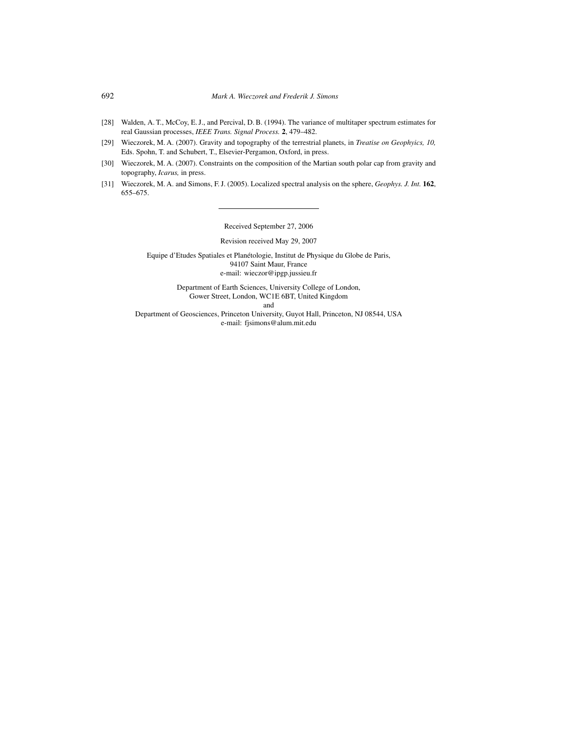[28] Walden, A. T., McCoy, E. J., and Percival, D. B. (1994). The variance of multitaper spectrum estimates for real Gaussian processes, *IEEE Trans. Signal Process.* **2**, 479–482.

[29] Wieczorek, M. A. (2007). Gravity and topography of the terrestrial planets, in *Treatise on Geophyics, 10,* Eds. Spohn, T. and Schubert, T., Elsevier-Pergamon, Oxford, in press.

[30] Wieczorek, M. A. (2007). Constraints on the composition of the Martian south polar cap from gravity and topography, *Icarus,* in press.

[31] Wieczorek, M. A. and Simons, F. J. (2005). Localized spectral analysis on the sphere, *Geophys. J. Int.* **162**, 655–675.

---

Received September 27, 2006

Revision received May 29, 2007

Equipe d'Etudes Spatiales et Planétologie, Institut de Physique du Globe de Paris,
94107 Saint Maur, France
e-mail: wieczor@ipgp.jussieu.fr

Department of Earth Sciences, University College of London,
Gower Street, London, WC1E 6BT, United Kingdom
and
Department of Geosciences, Princeton University, Guyot Hall, Princeton, NJ 08544, USA
e-mail: fjsimons@alum.mit.edu